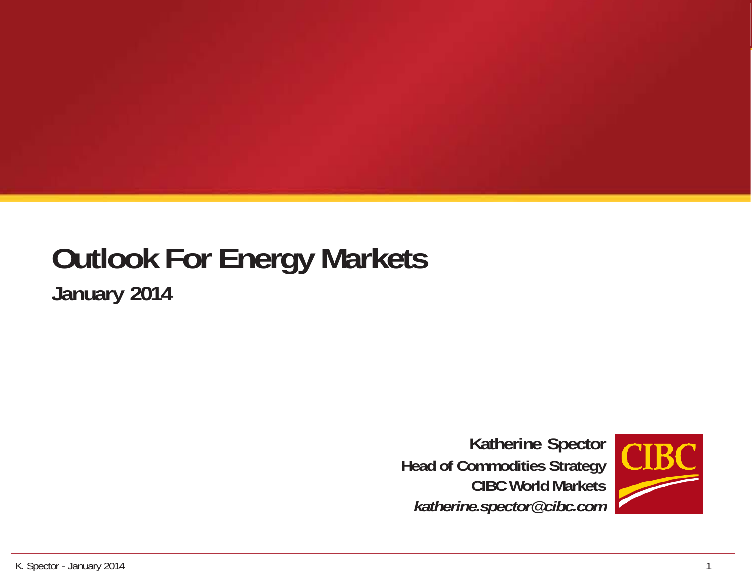# Outlook For Energy Markets

## January 2014

**Katherine Spector**
**Head of Commodities Strategy**
**CIBC World Markets**
***katherine.spector@cibc.com***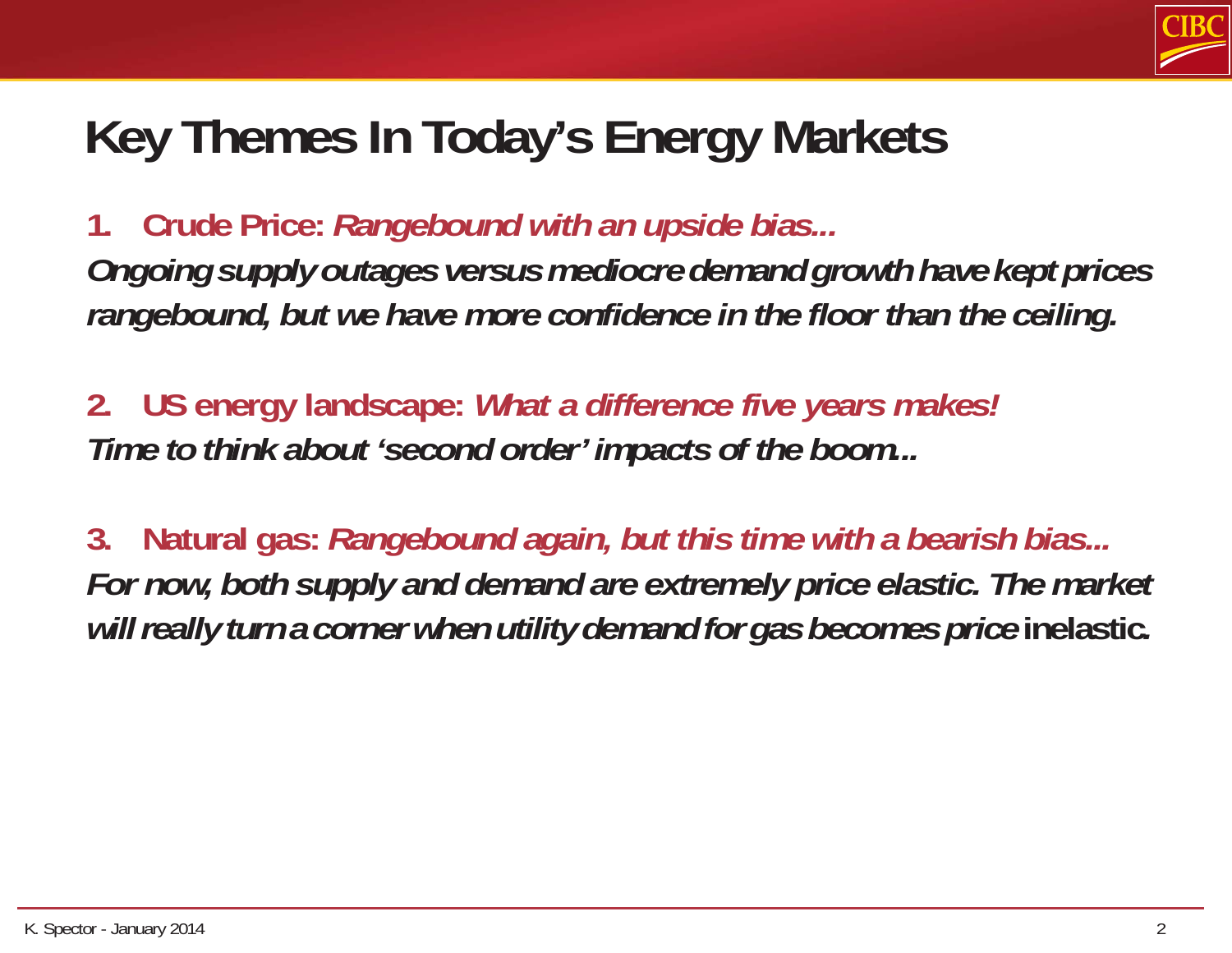# Key Themes In Today's Energy Markets

1. **Crude Price: *Rangebound with an upside bias...***

***Ongoing supply outages versus mediocre demand growth have kept prices rangebound, but we have more confidence in the floor than the ceiling.***

2. **US energy landscape: *What a difference five years makes!***

***Time to think about 'second order' impacts of the boom...***

3. **Natural gas: *Rangebound again, but this time with a bearish bias...***

***For now, both supply and demand are extremely price elastic. The market will really turn a corner when utility demand for gas becomes price*** **inelastic.**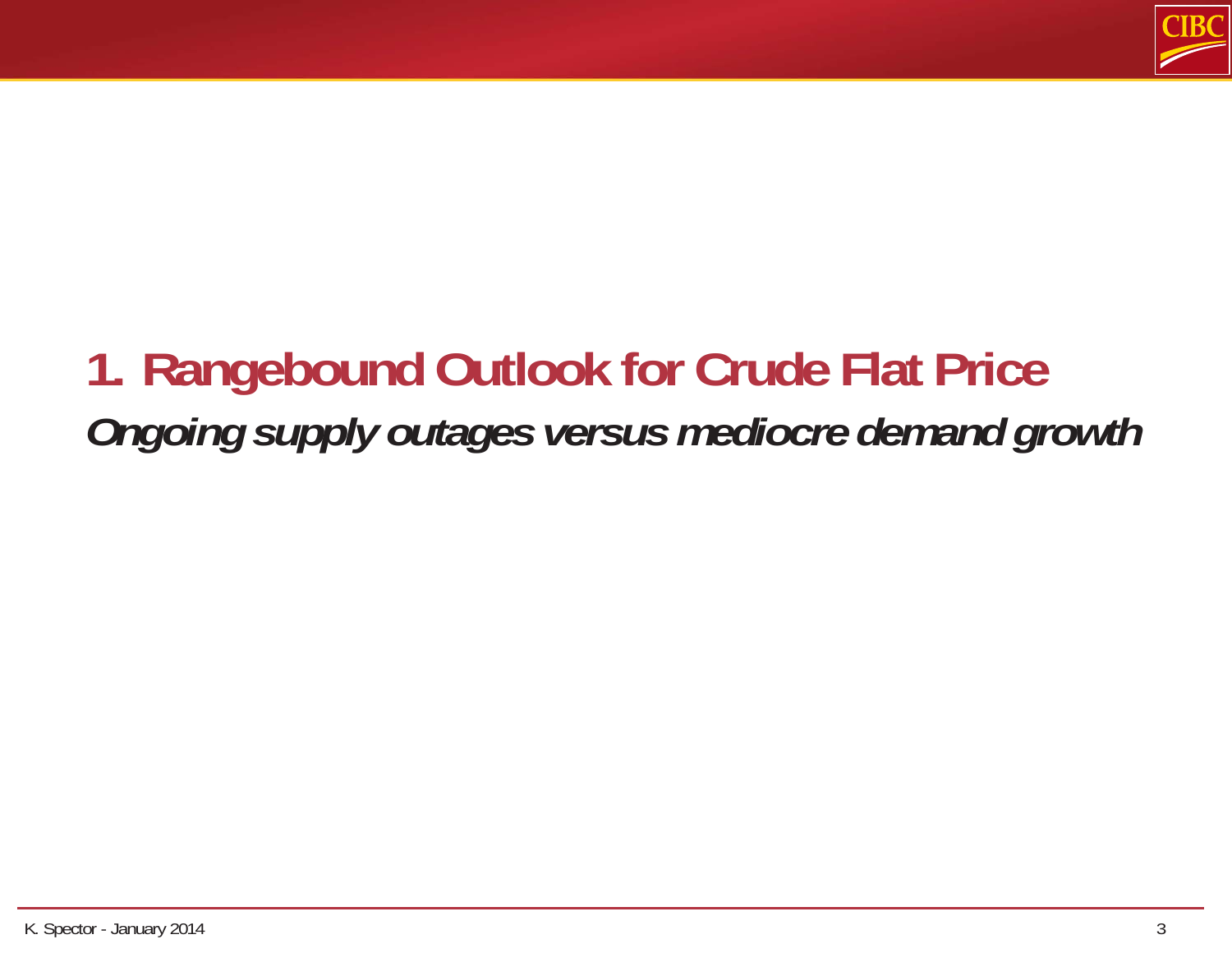# 1. Rangebound Outlook for Crude Flat Price

***Ongoing supply outages versus mediocre demand growth***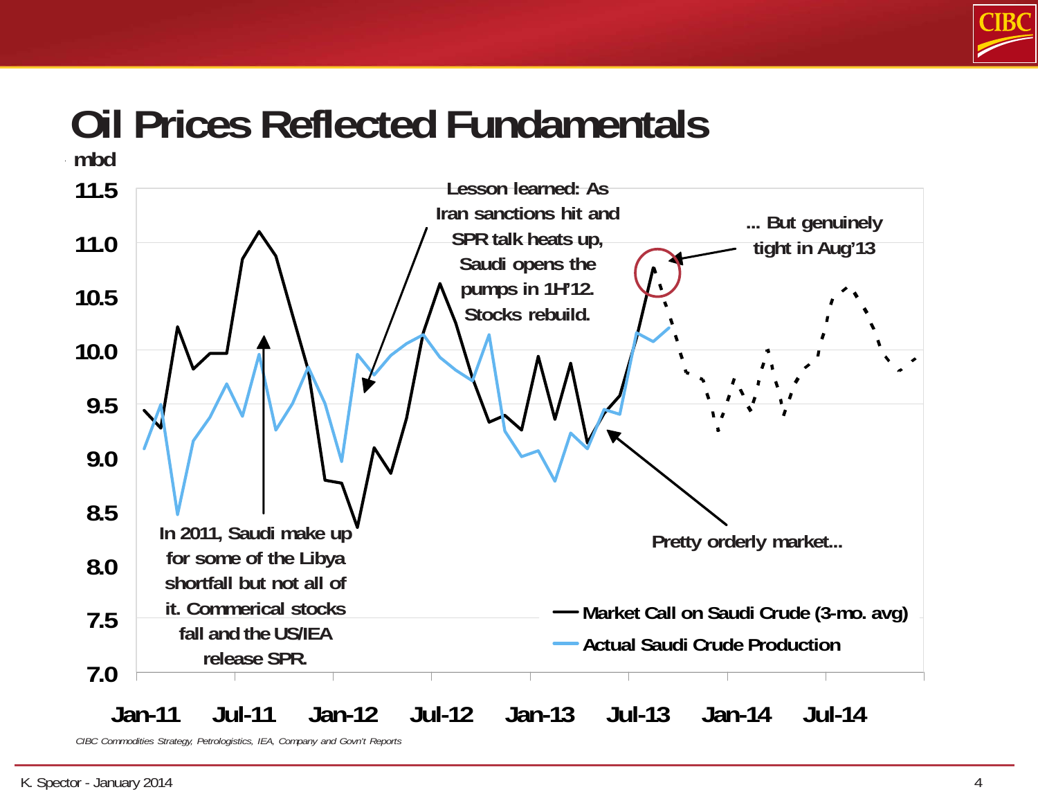# Oil Prices Reflected Fundamentals

mbd

11.5
11.0
10.5
10.0
9.5
9.0
8.5
8.0
7.5
7.0

Jan-11 Jul-11 Jan-12 Jul-12 Jan-13 Jul-13 Jan-14 Jul-14

Lesson learned: As Iran sanctions hit and SPR talk heats up, Saudi opens the pumps in 1H'12. Stocks rebuild.

... But genuinely tight in Aug'13

In 2011, Saudi make up for some of the Libya shortfall but not all of it. Commerical stocks fall and the US/IEA release SPR.

Pretty orderly market...

Market Call on Saudi Crude (3-mo. avg)

Actual Saudi Crude Production

*CIBC Commodities Strategy, Petrologistics, IEA, Company and Govn't Reports*

K. Spector - January 2014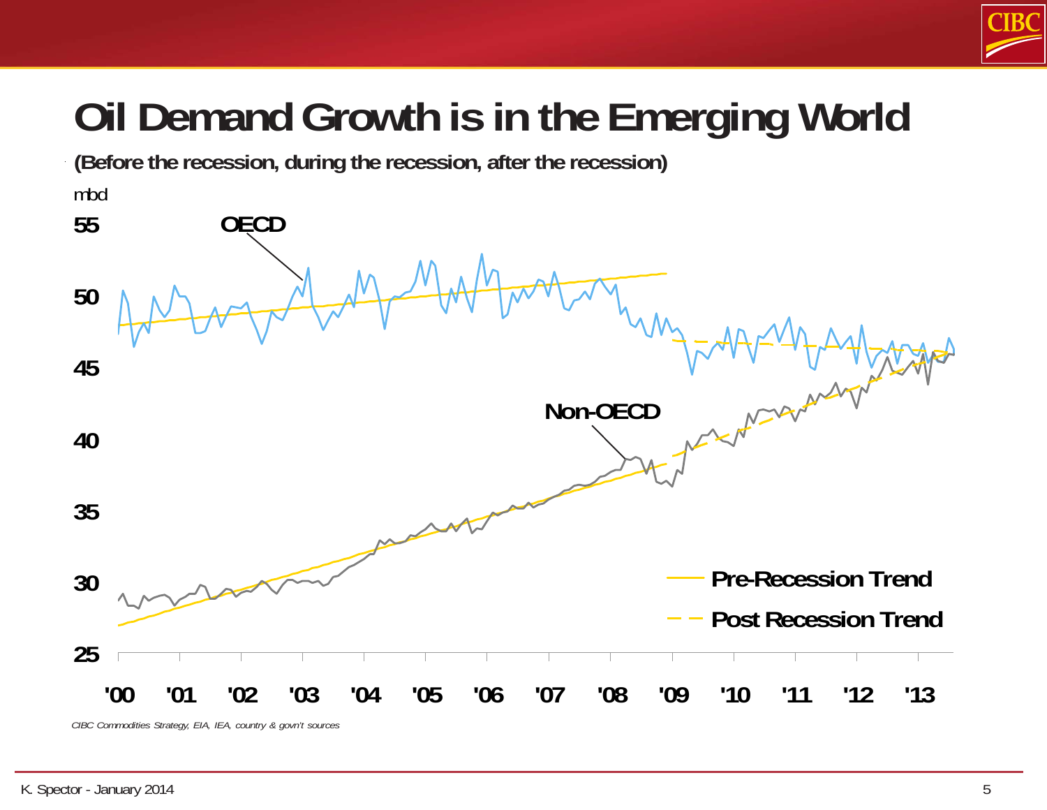# Oil Demand Growth is in the Emerging World

**(Before the recession, during the recession, after the recession)**

mbd

55

50

45

40

35

30

25

'00 '01 '02 '03 '04 '05 '06 '07 '08 '09 '10 '11 '12 '13

OECD

Non-OECD

Pre-Recession Trend

Post Recession Trend

*CIBC Commodities Strategy, EIA, IEA, country & govn't sources*

K. Spector - January 2014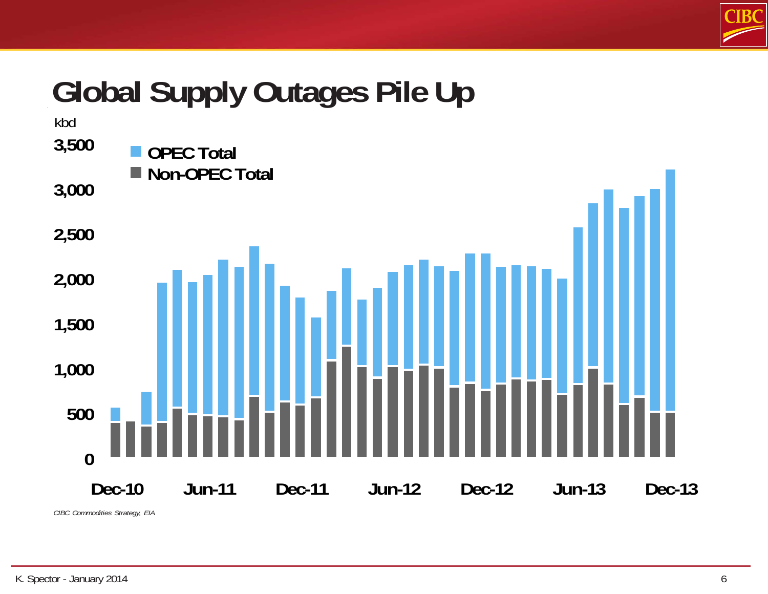# Global Supply Outages Pile Up

kbd

- OPEC Total
- Non-OPEC Total

3,500
3,000
2,500
2,000
1,500
1,000
500
0

Dec-10 Jun-11 Dec-11 Jun-12 Dec-12 Jun-13 Dec-13

*CIBC Commodities Strategy, EIA*

K. Spector - January 2014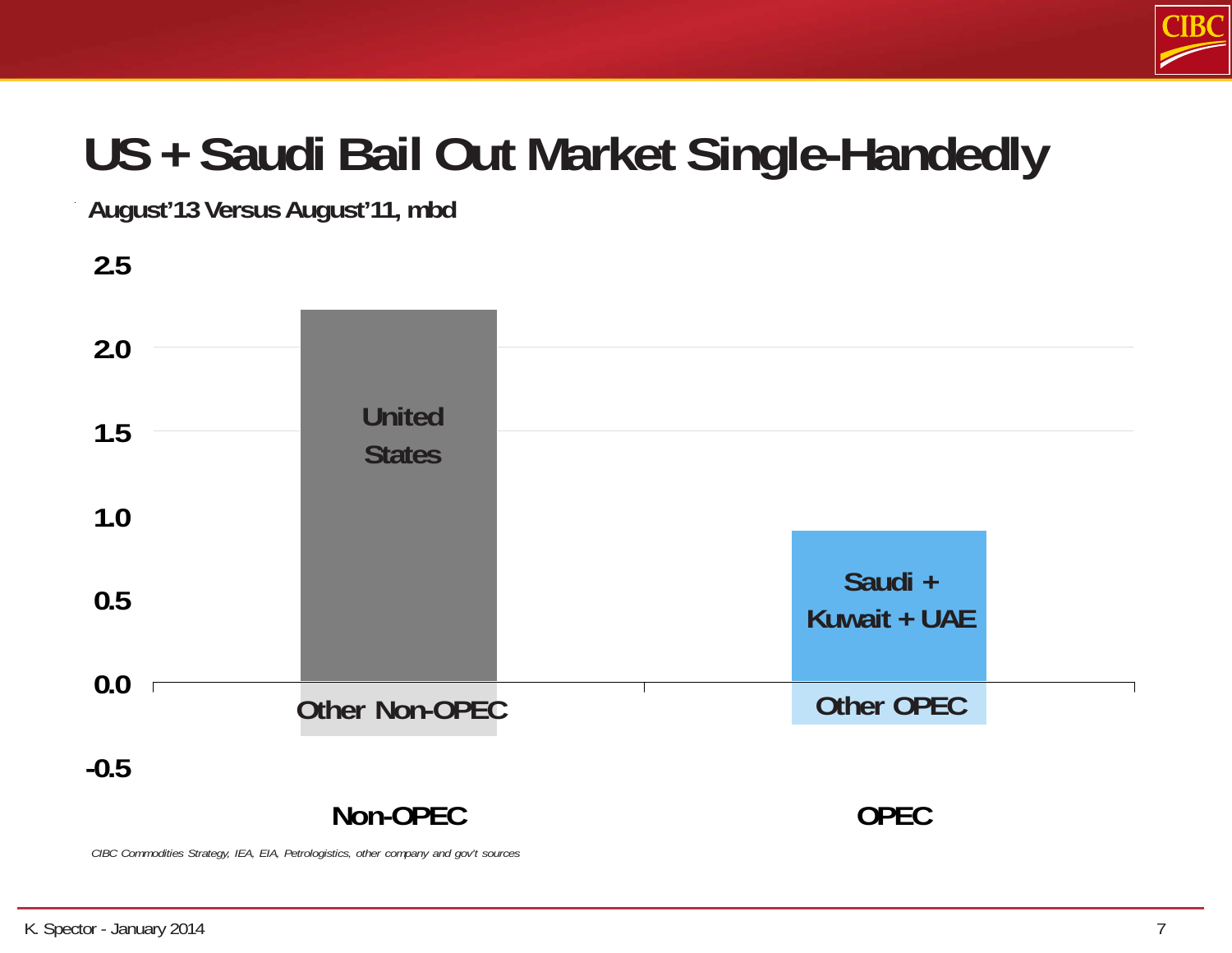# US + Saudi Bail Out Market Single-Handedly

**August'13 Versus August'11, mbd**

2.5
2.0
1.5
1.0
0.5
0.0
-0.5

United States

Other Non-OPEC

Saudi + Kuwait + UAE

Other OPEC

Non-OPEC

OPEC

*CIBC Commodities Strategy, IEA, EIA, Petrologistics, other company and gov't sources*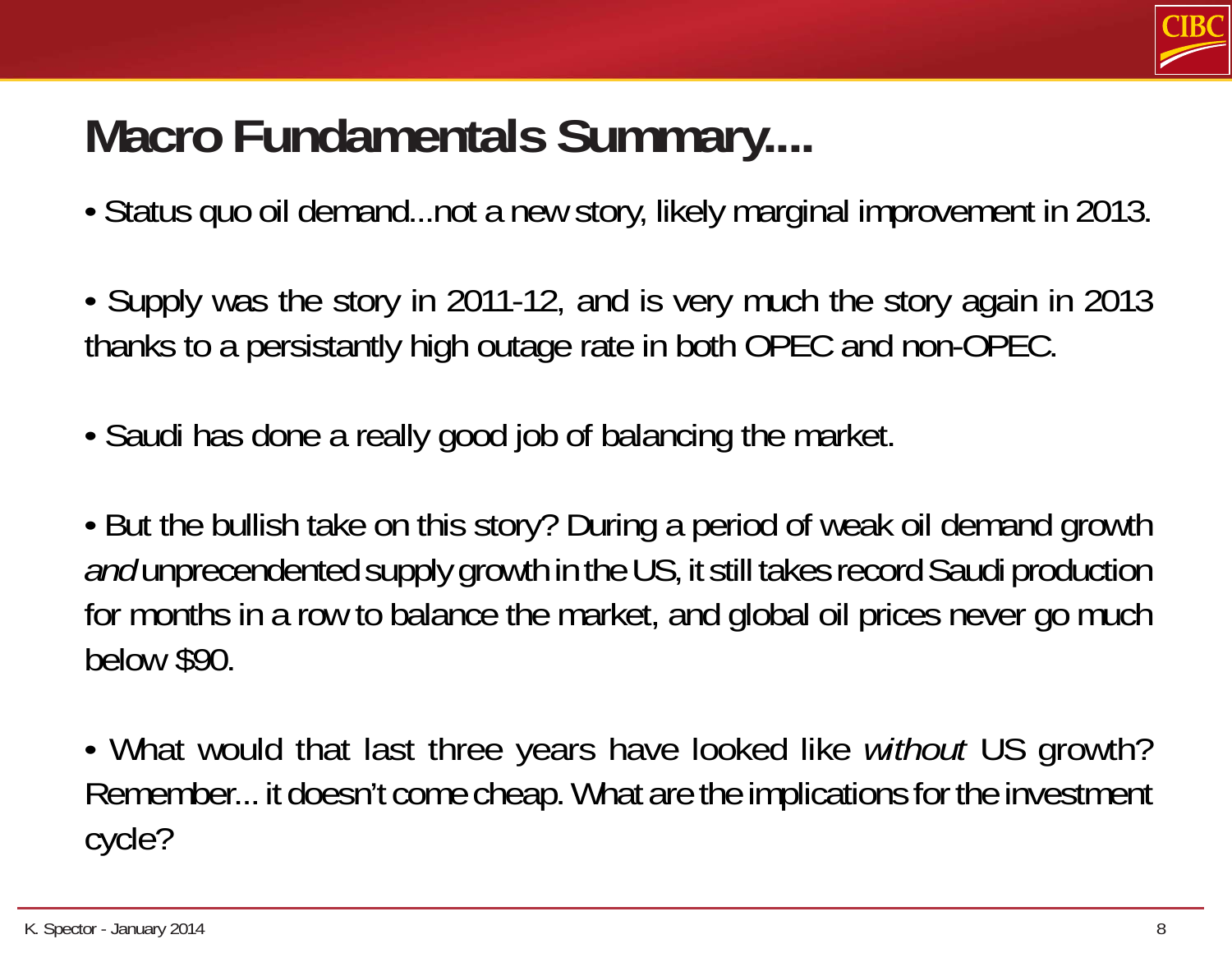# Macro Fundamentals Summary....

- Status quo oil demand...not a new story, likely marginal improvement in 2013.

- Supply was the story in 2011-12, and is very much the story again in 2013 thanks to a persistantly high outage rate in both OPEC and non-OPEC.

- Saudi has done a really good job of balancing the market.

- But the bullish take on this story? During a period of weak oil demand growth *and* unprecendented supply growth in the US, it still takes record Saudi production for months in a row to balance the market, and global oil prices never go much below $90.

- What would that last three years have looked like *without* US growth? Remember... it doesn't come cheap. What are the implications for the investment cycle?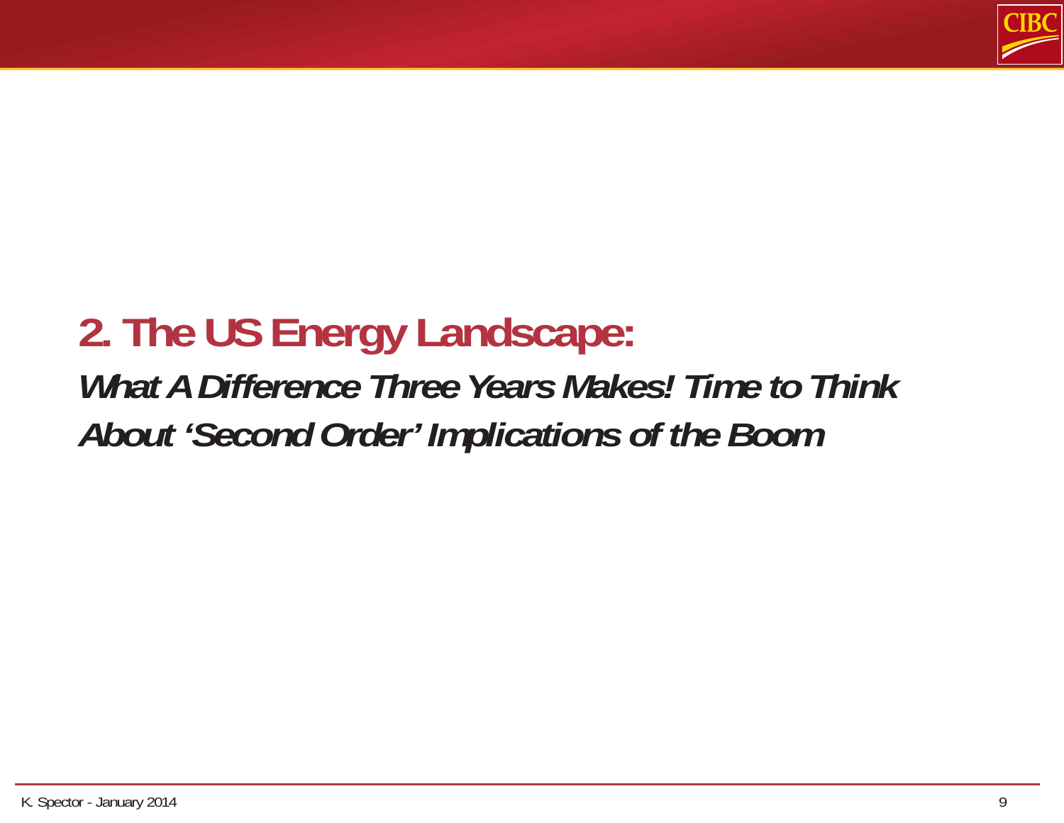## 2. The US Energy Landscape:

***What A Difference Three Years Makes! Time to Think About 'Second Order' Implications of the Boom***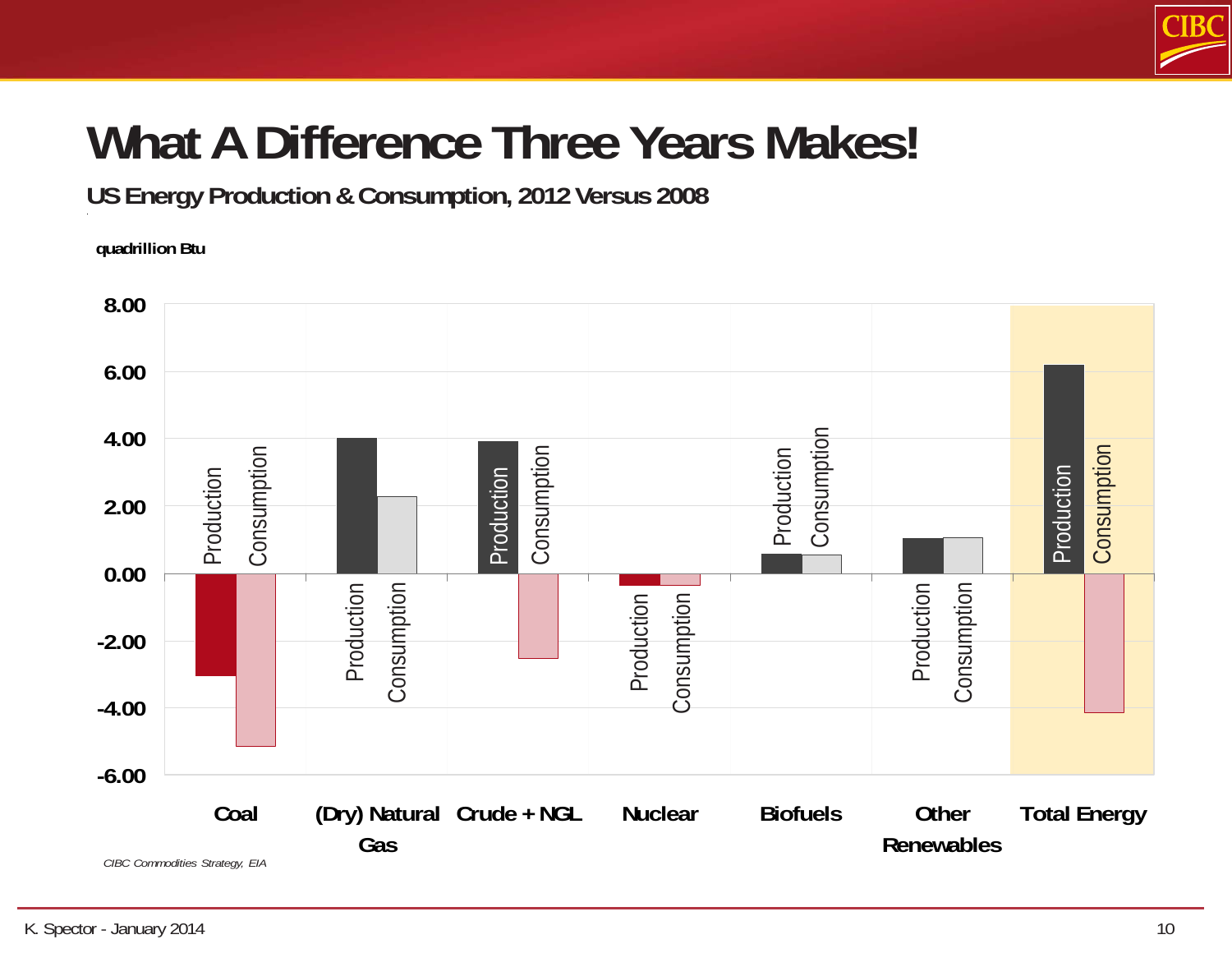# What A Difference Three Years Makes!

**US Energy Production & Consumption, 2012 Versus 2008**

**quadrillion Btu**

| | Production | Consumption |
|---|---|---|
| Coal | ~-3.0 | ~-5.1 |
| (Dry) Natural Gas | ~4.0 | ~2.3 |
| Crude + NGL | ~3.9 | ~-2.5 |
| Nuclear | ~-0.3 | ~-0.3 |
| Biofuels | ~0.6 | ~0.6 |
| Other Renewables | ~1.1 | ~1.1 |
| Total Energy | ~6.2 | ~-4.1 |

*CIBC Commodities Strategy, EIA*

K. Spector - January 2014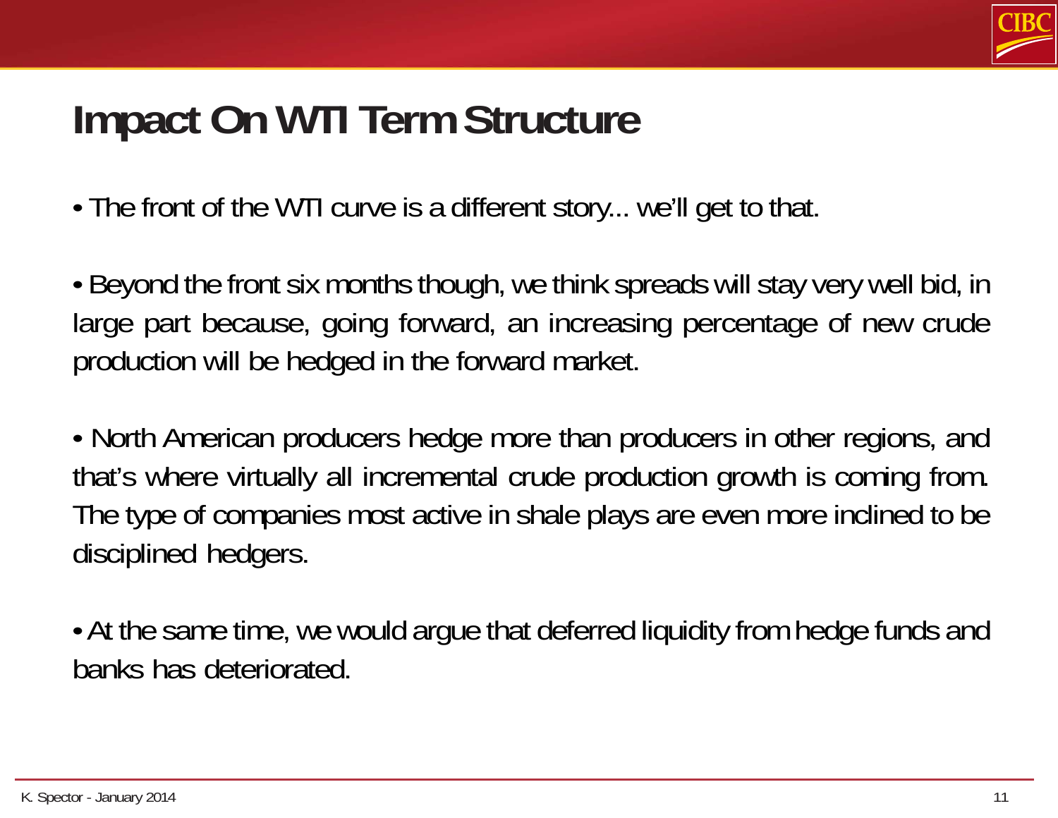# Impact On WTI Term Structure

- The front of the WTI curve is a different story... we'll get to that.

- Beyond the front six months though, we think spreads will stay very well bid, in large part because, going forward, an increasing percentage of new crude production will be hedged in the forward market.

- North American producers hedge more than producers in other regions, and that's where virtually all incremental crude production growth is coming from. The type of companies most active in shale plays are even more inclined to be disciplined hedgers.

- At the same time, we would argue that deferred liquidity from hedge funds and banks has deteriorated.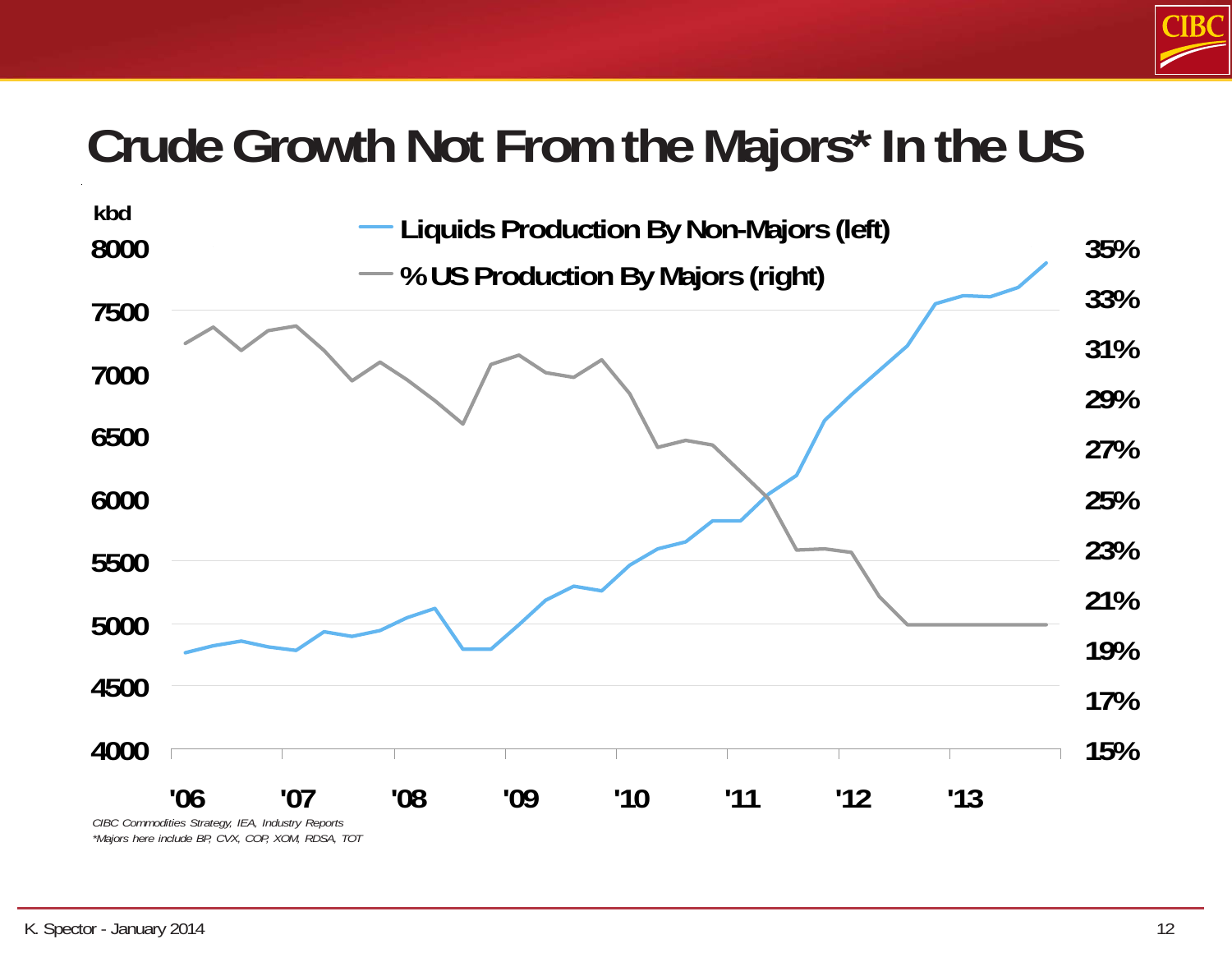# Crude Growth Not From the Majors* In the US

kbd

Liquids Production By Non-Majors (left)

% US Production By Majors (right)

8000, 7500, 7000, 6500, 6000, 5500, 5000, 4500, 4000

35%, 33%, 31%, 29%, 27%, 25%, 23%, 21%, 19%, 17%, 15%

'06, '07, '08, '09, '10, '11, '12, '13

*CIBC Commodities Strategy, IEA, Industry Reports*

*\*Majors here include BP, CVX, COP, XOM, RDSA, TOT*

K. Spector - January 2014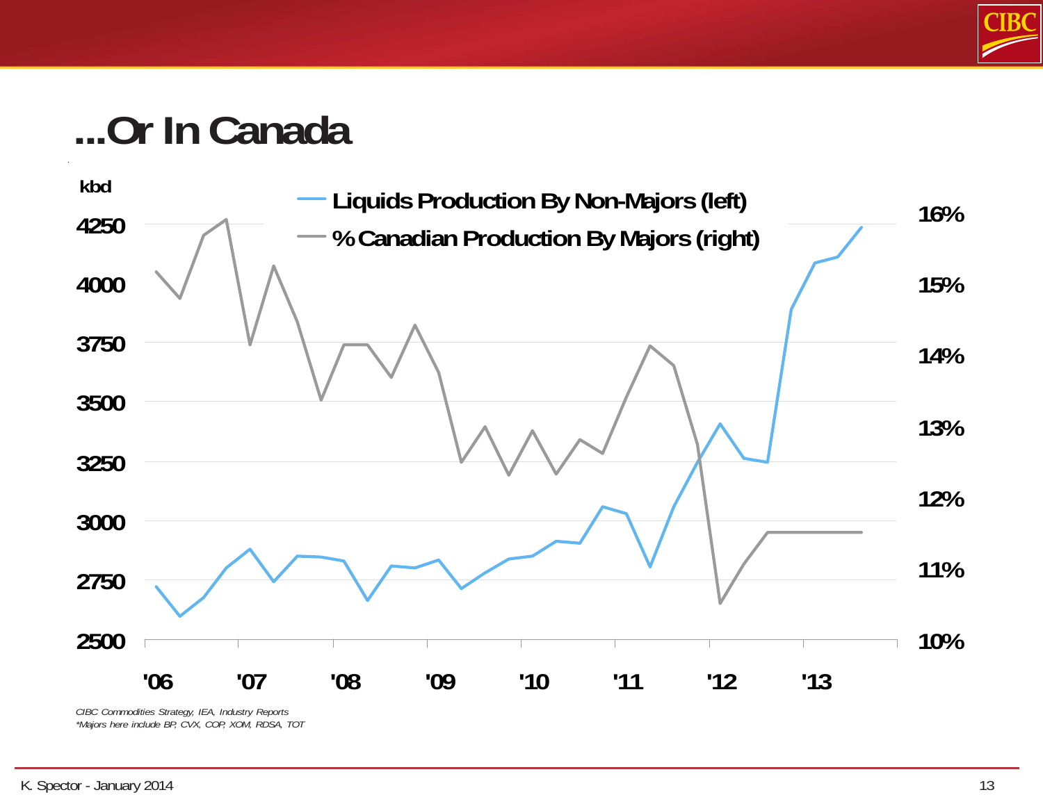# ...Or In Canada

kbd

- Liquids Production By Non-Majors (left)
- % Canadian Production By Majors (right)

Left axis: 2500, 2750, 3000, 3250, 3500, 3750, 4000, 4250

Right axis: 10%, 11%, 12%, 13%, 14%, 15%, 16%

'06 '07 '08 '09 '10 '11 '12 '13

*CIBC Commodities Strategy, IEA, Industry Reports*

*\*Majors here include BP, CVX, COP, XOM, RDSA, TOT*

K. Spector - January 2014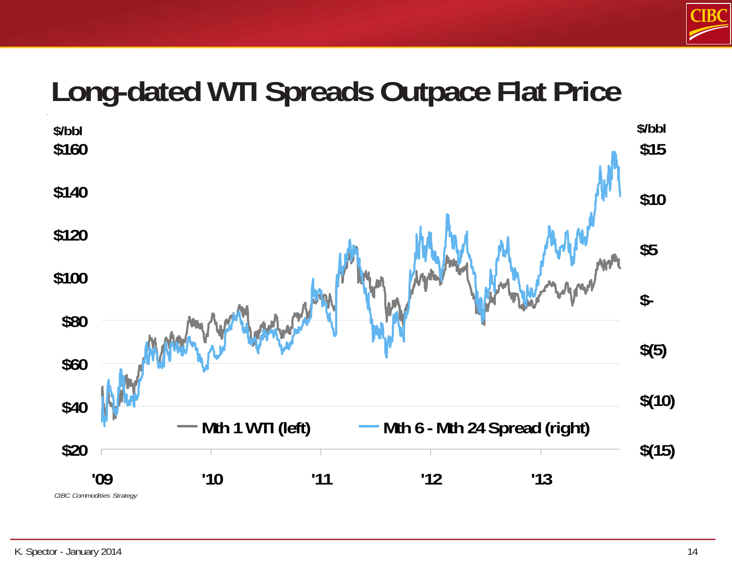# Long-dated WTI Spreads Outpace Flat Price

$/bbl

$160
$140
$120
$100
$80
$60
$40
$20

$/bbl

$15
$10
$5
$-
$(5)
$(10)
$(15)

'09 '10 '11 '12 '13

Mth 1 WTI (left)   Mth 6 - Mth 24 Spread (right)

*CIBC Commodities Strategy*

K. Spector - January 2014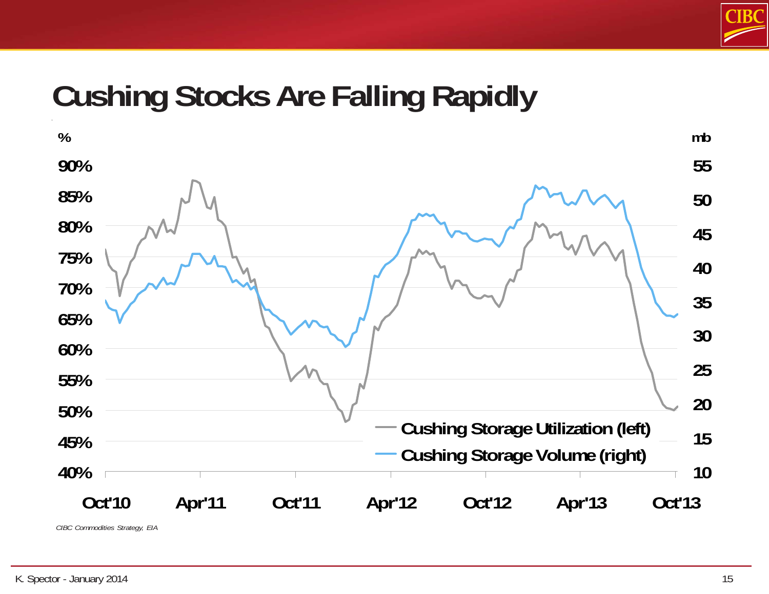# Cushing Stocks Are Falling Rapidly

%	mb

90%	55
85%	50
80%	45
75%	40
70%	35
65%	30
60%	25
55%	20
50%	15
45%	10
40%

Oct'10	Apr'11	Oct'11	Apr'12	Oct'12	Apr'13	Oct'13

Cushing Storage Utilization (left)
Cushing Storage Volume (right)

*CIBC Commodities Strategy, EIA*

K. Spector - January 2014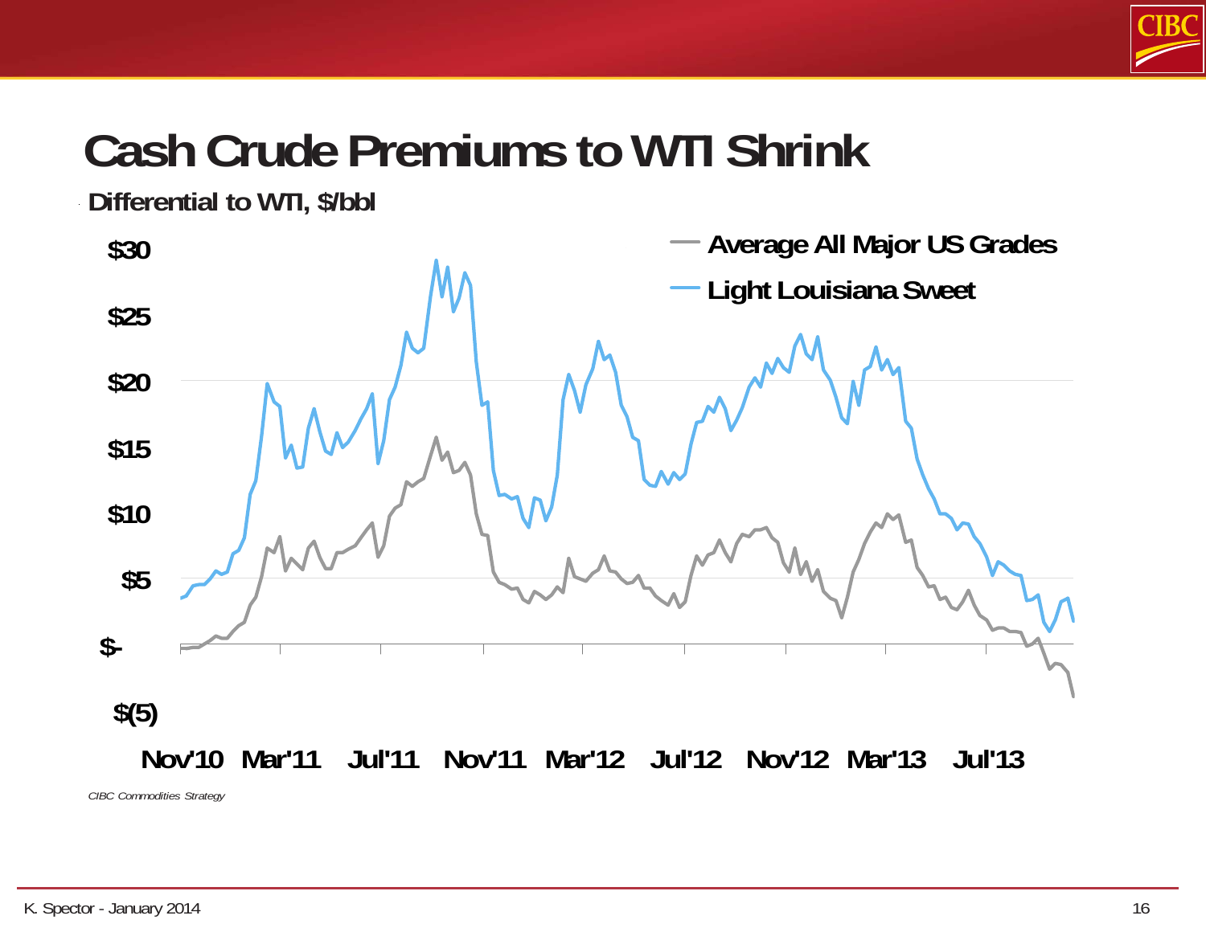# Cash Crude Premiums to WTI Shrink

**Differential to WTI, $/bbl**

$30
$25
$20
$15
$10
$5
$-
$(5)

Nov'10 Mar'11 Jul'11 Nov'11 Mar'12 Jul'12 Nov'12 Mar'13 Jul'13

- Average All Major US Grades
- Light Louisiana Sweet

*CIBC Commodities Strategy*

K. Spector - January 2014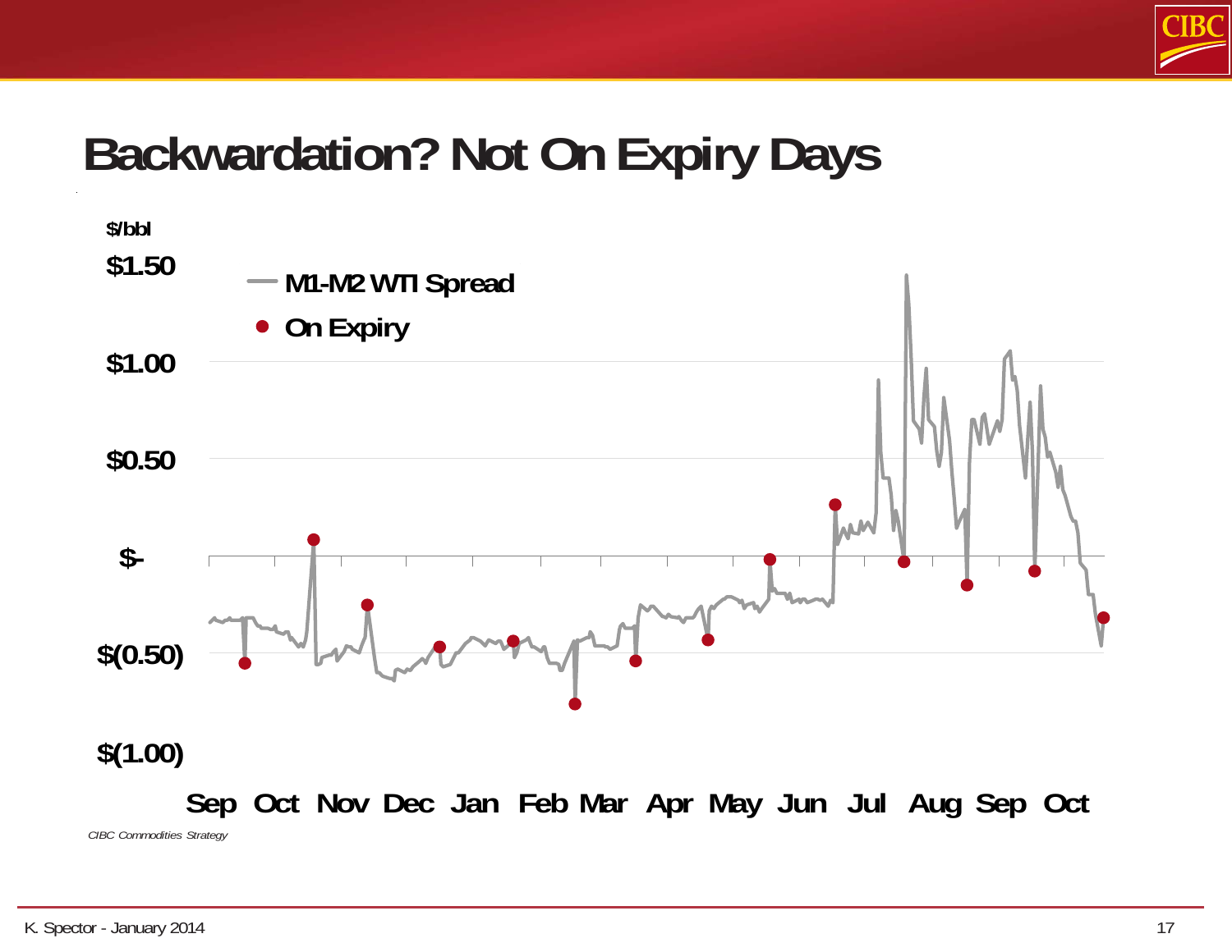# Backwardation? Not On Expiry Days

$/bbl

- M1-M2 WTI Spread
- On Expiry

$1.50

$1.00

$0.50

$-

$(0.50)

$(1.00)

Sep Oct Nov Dec Jan Feb Mar Apr May Jun Jul Aug Sep Oct

*CIBC Commodities Strategy*

K. Spector - January 2014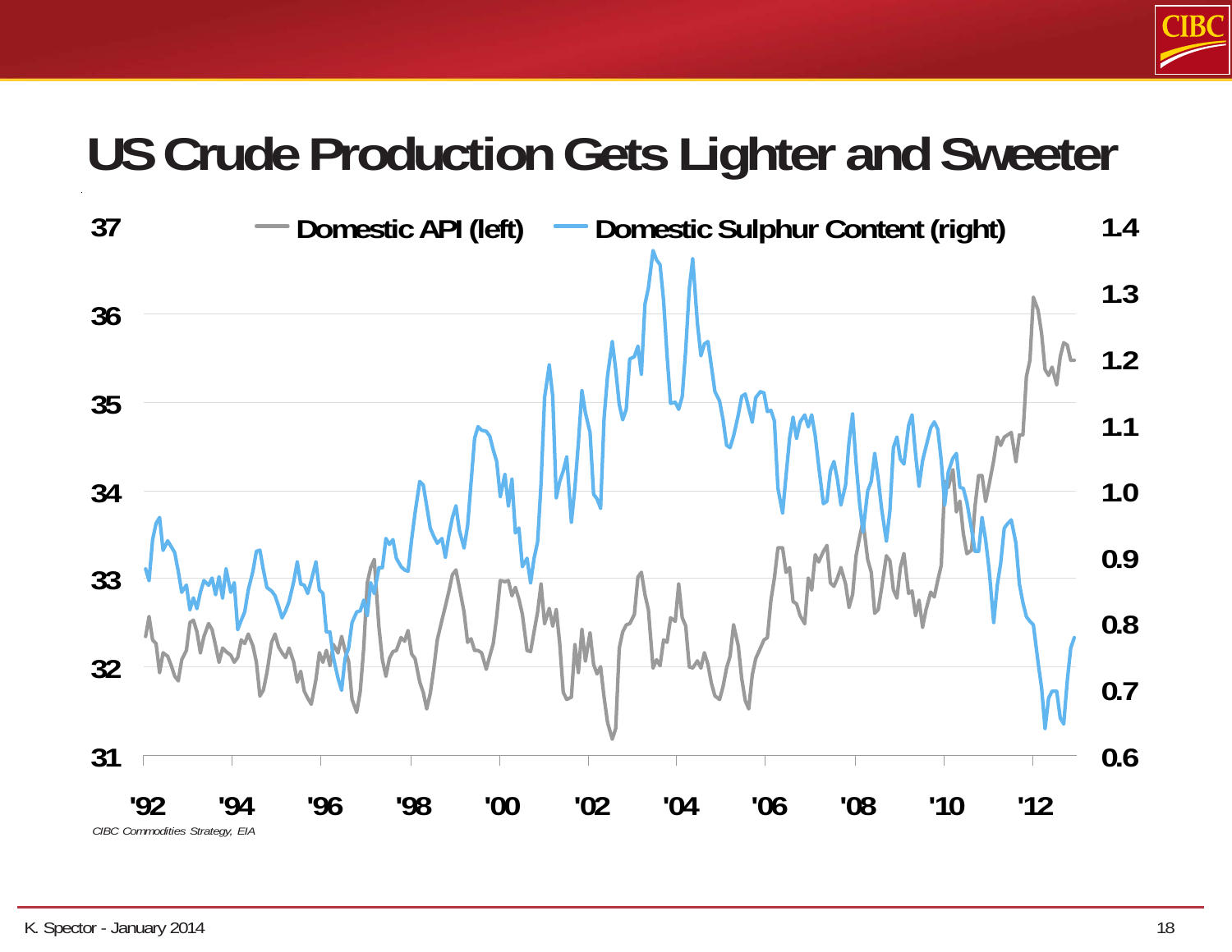# US Crude Production Gets Lighter and Sweeter

Domestic API (left) — Domestic Sulphur Content (right)

Left axis: 31, 32, 33, 34, 35, 36, 37

Right axis: 0.6, 0.7, 0.8, 0.9, 1.0, 1.1, 1.2, 1.3, 1.4

X-axis: '92, '94, '96, '98, '00, '02, '04, '06, '08, '10, '12

*CIBC Commodities Strategy, EIA*

K. Spector - January 2014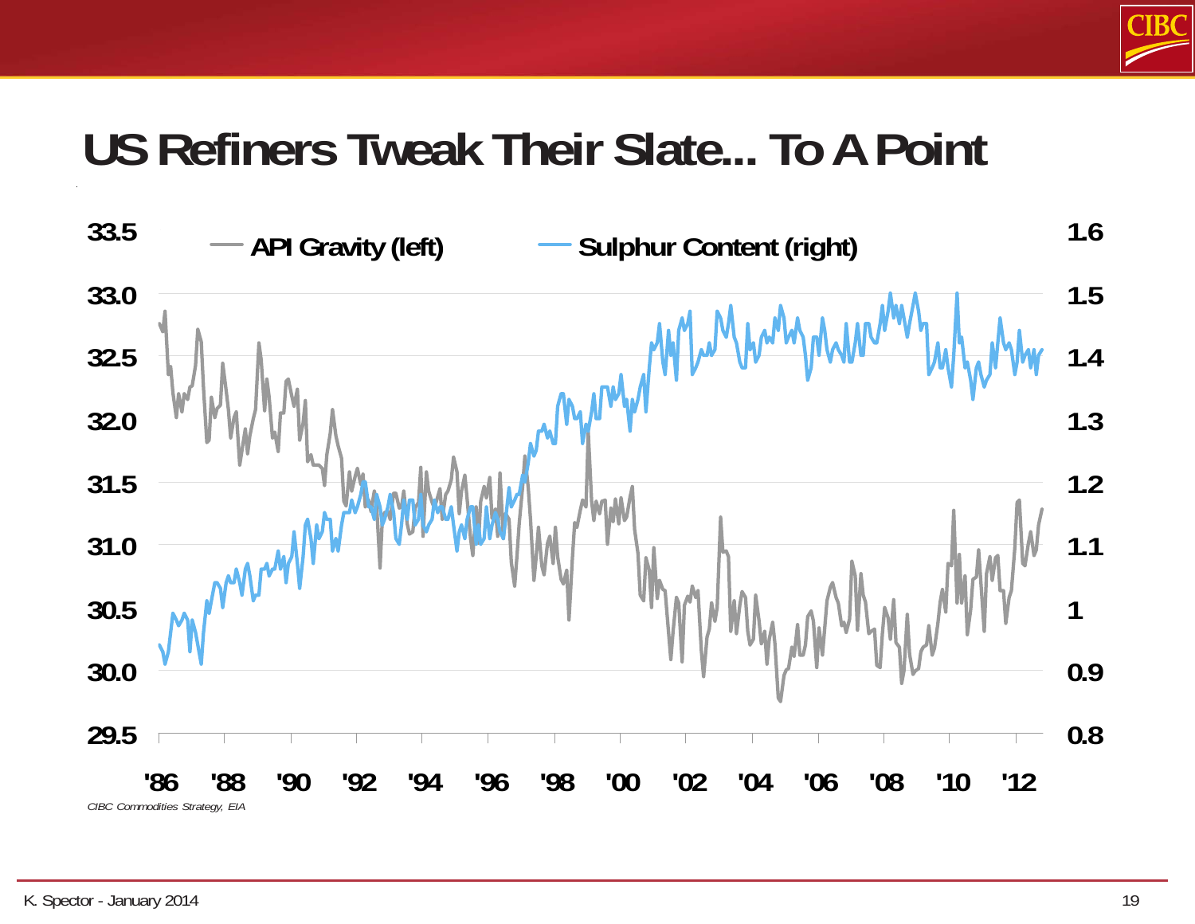# US Refiners Tweak Their Slate... To A Point

*CIBC Commodities Strategy, EIA*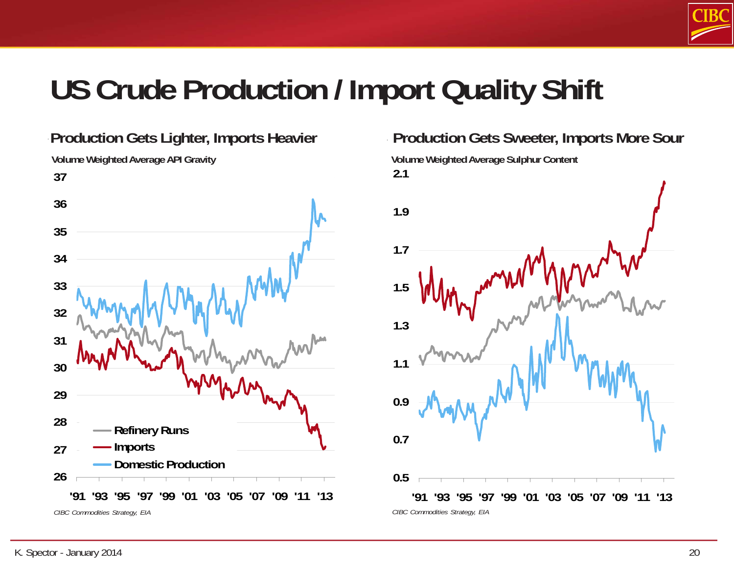# US Crude Production / Import Quality Shift

## Production Gets Lighter, Imports Heavier

**Volume Weighted Average API Gravity**

- Refinery Runs
- Imports
- Domestic Production

*CIBC Commodities Strategy, EIA*

## Production Gets Sweeter, Imports More Sour

**Volume Weighted Average Sulphur Content**

*CIBC Commodities Strategy, EIA*

K. Spector - January 2014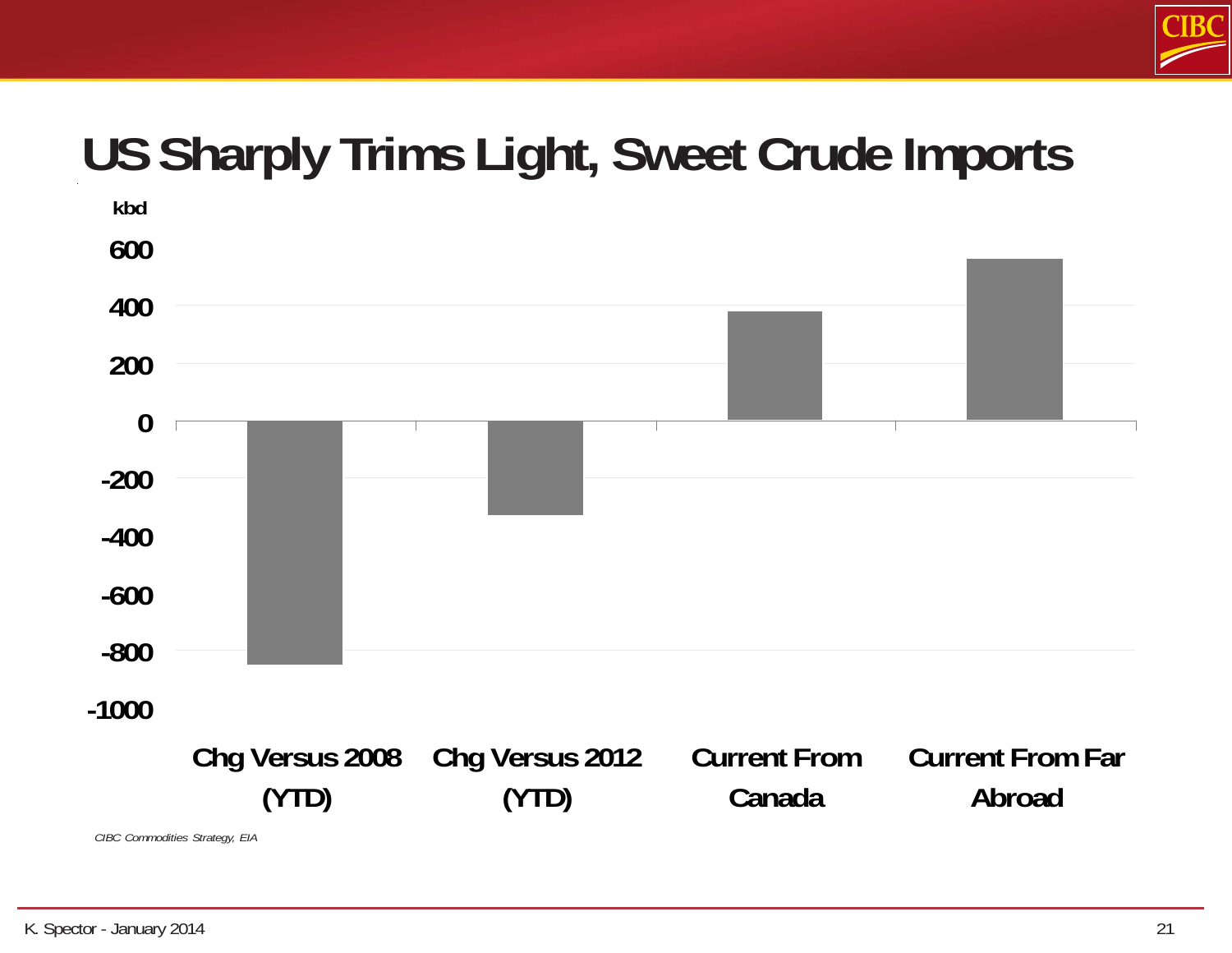# US Sharply Trims Light, Sweet Crude Imports

kbd

600
400
200
0
-200
-400
-600
-800
-1000

Chg Versus 2008 (YTD) | Chg Versus 2012 (YTD) | Current From Canada | Current From Far Abroad

*CIBC Commodities Strategy, EIA*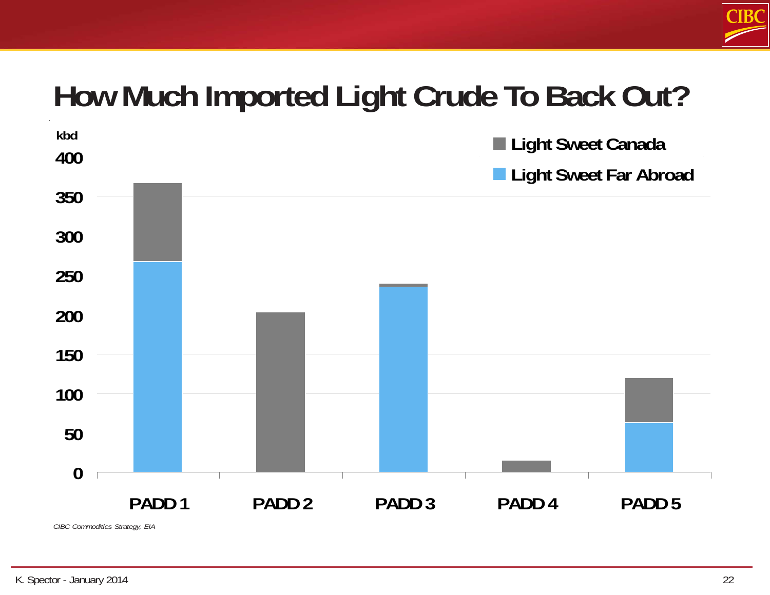# How Much Imported Light Crude To Back Out?

kbd

Light Sweet Canada

Light Sweet Far Abroad

400
350
300
250
200
150
100
50
0

PADD 1 PADD 2 PADD 3 PADD 4 PADD 5

*CIBC Commodities Strategy, EIA*

K. Spector - January 2014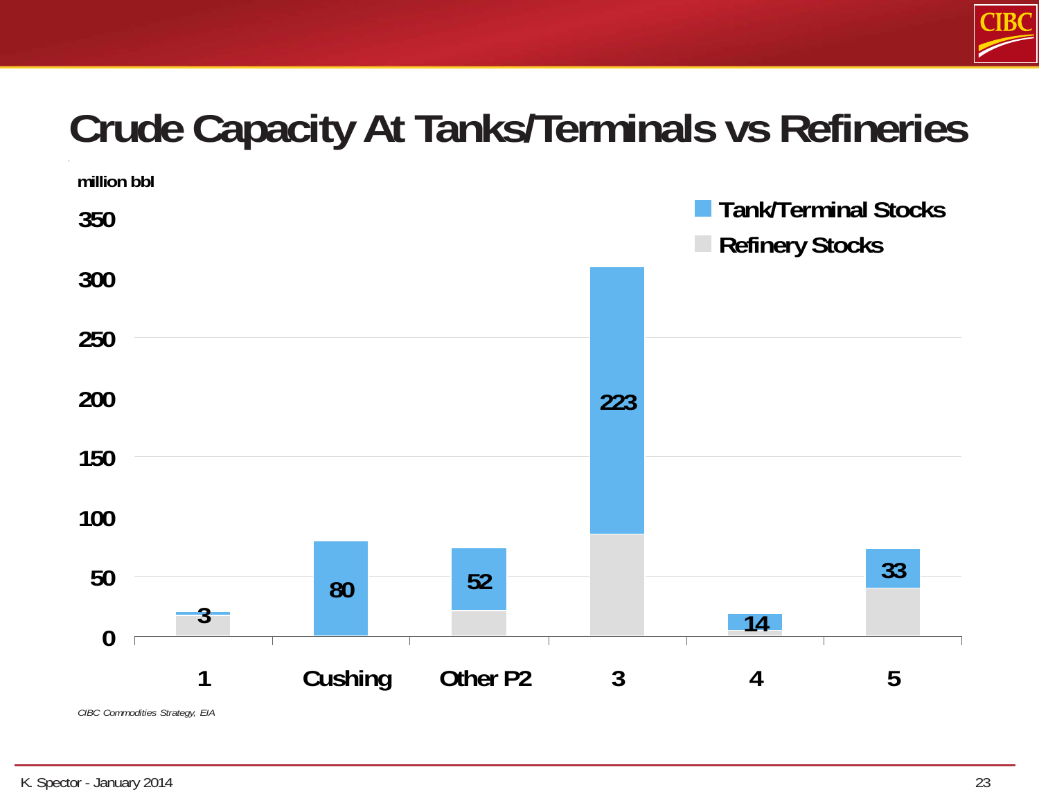# Crude Capacity At Tanks/Terminals vs Refineries

million bbl

| | Tank/Terminal Stocks |
|---|---|
| 1 | 3 |
| Cushing | 80 |
| Other P2 | 52 |
| 3 | 223 |
| 4 | 14 |
| 5 | 33 |

*CIBC Commodities Strategy, EIA*

K. Spector - January 2014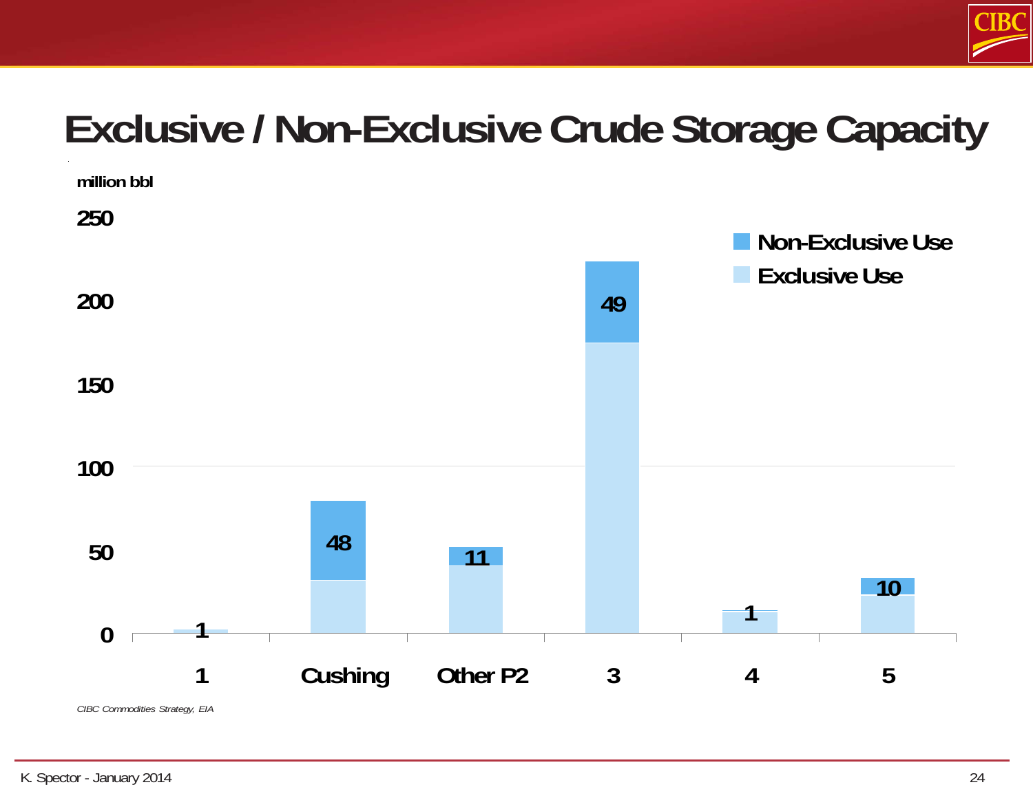# Exclusive / Non-Exclusive Crude Storage Capacity

million bbl

| | 1 | Cushing | Other P2 | 3 | 4 | 5 |
|---|---|---|---|---|---|---|
| Non-Exclusive Use | 1 | 48 | 11 | 49 | 1 | 10 |

CIBC Commodities Strategy, EIA

K. Spector - January 2014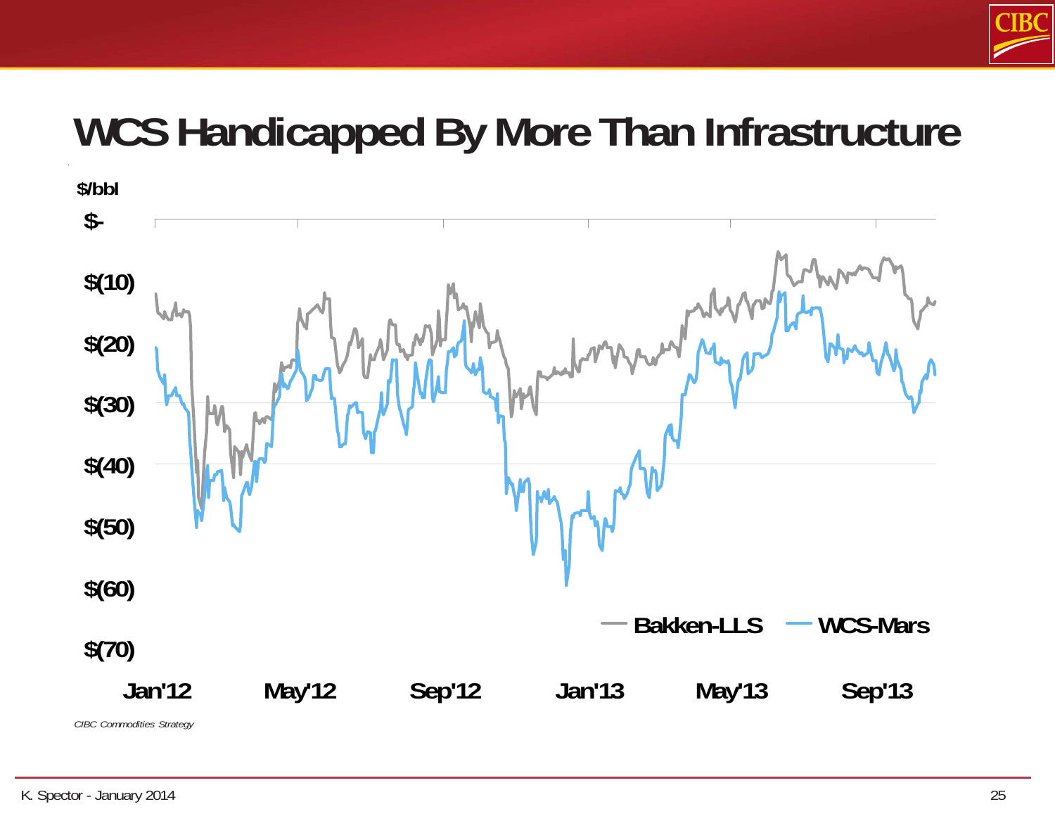# WCS Handicapped By More Than Infrastructure

$/bbl

$-

$(10)

$(20)

$(30)

$(40)

$(50)

$(60)

$(70)

Jan'12 May'12 Sep'12 Jan'13 May'13 Sep'13

Bakken-LLS WCS-Mars

*CIBC Commodities Strategy*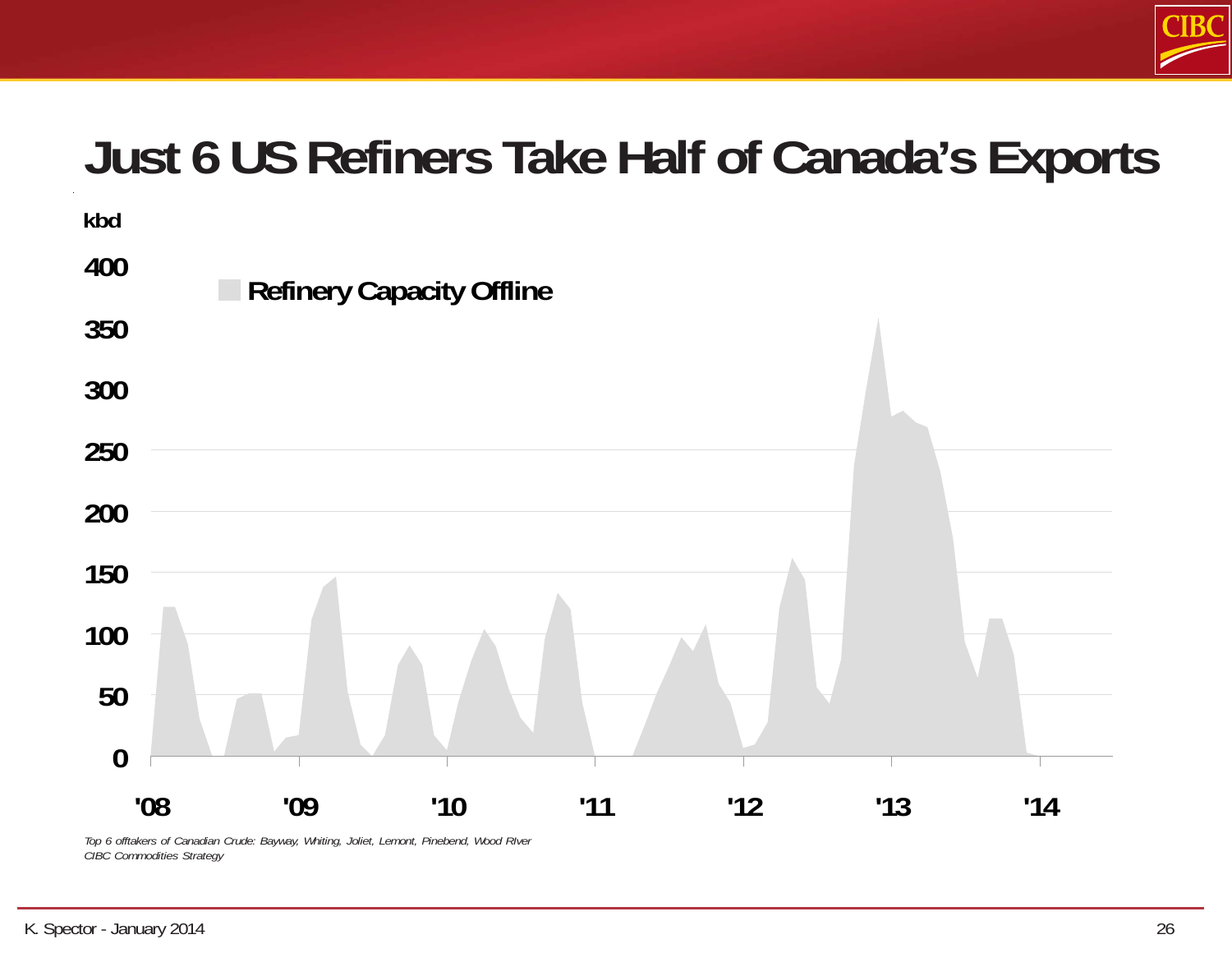# Just 6 US Refiners Take Half of Canada's Exports

kbd

Refinery Capacity Offline

400
350
300
250
200
150
100
50
0

'08 '09 '10 '11 '12 '13 '14

*Top 6 offtakers of Canadian Crude: Bayway, Whiting, Joliet, Lemont, Pinebend, Wood RIver*
*CIBC Commodities Strategy*

K. Spector - January 2014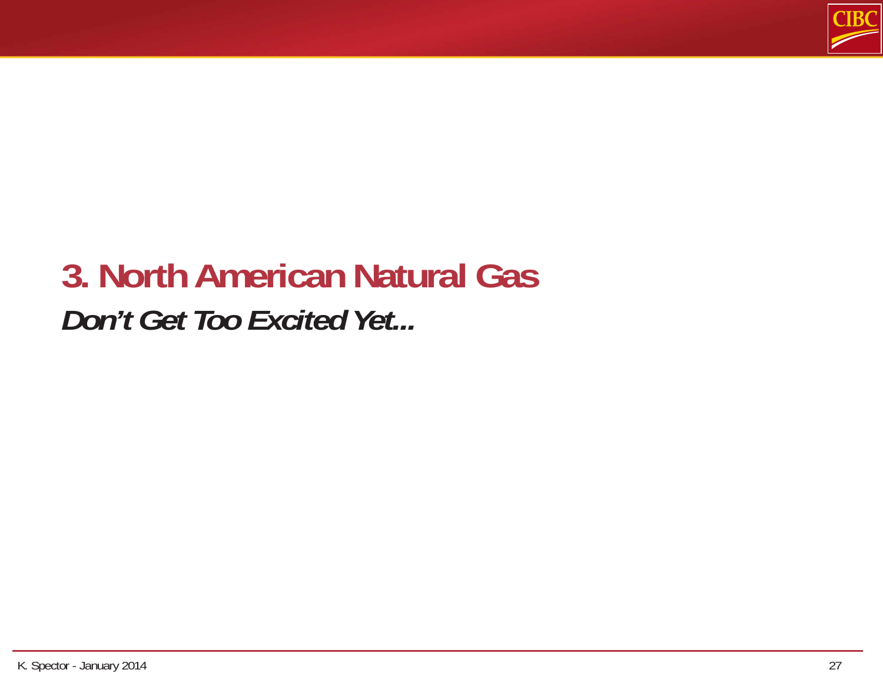# 3. North American Natural Gas

***Don't Get Too Excited Yet...***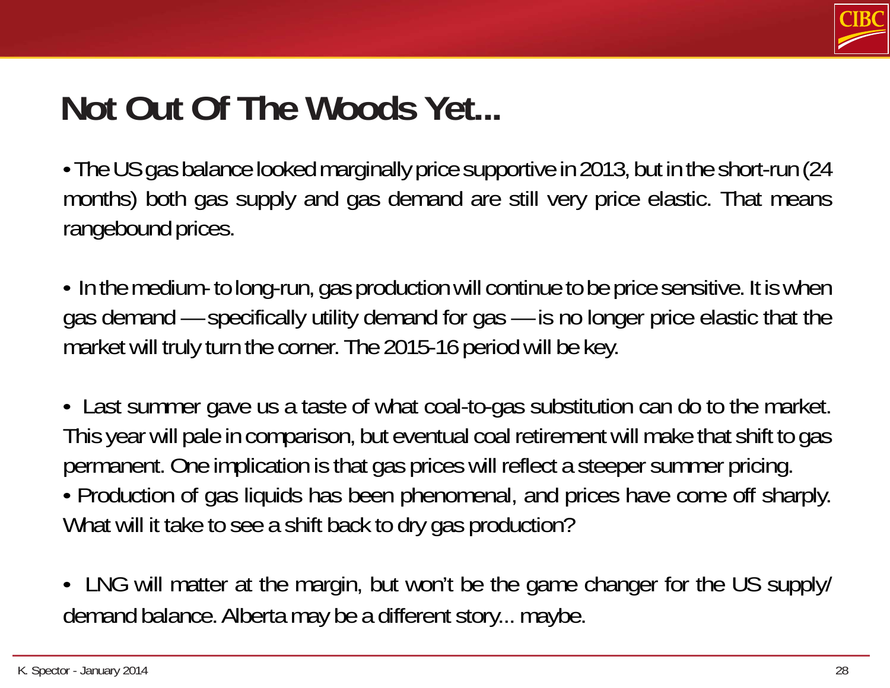# Not Out Of The Woods Yet...

- The US gas balance looked marginally price supportive in 2013, but in the short-run (24 months) both gas supply and gas demand are still very price elastic. That means rangebound prices.

- In the medium- to long-run, gas production will continue to be price sensitive. It is when gas demand — specifically utility demand for gas — is no longer price elastic that the market will truly turn the corner. The 2015-16 period will be key.

- Last summer gave us a taste of what coal-to-gas substitution can do to the market. This year will pale in comparison, but eventual coal retirement will make that shift to gas permanent. One implication is that gas prices will reflect a steeper summer pricing.
- Production of gas liquids has been phenomenal, and prices have come off sharply. What will it take to see a shift back to dry gas production?

- LNG will matter at the margin, but won't be the game changer for the US supply/ demand balance. Alberta may be a different story... maybe.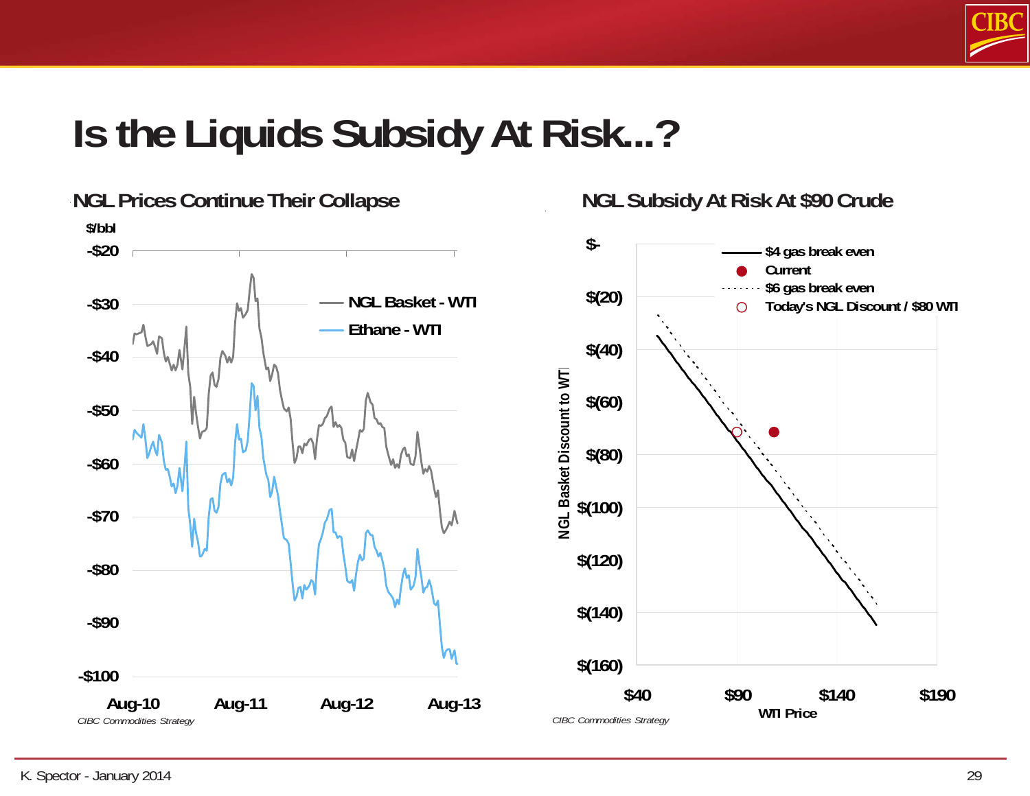# Is the Liquids Subsidy At Risk...?

## NGL Prices Continue Their Collapse

$/bbl

-$20
-$30
-$40
-$50
-$60
-$70
-$80
-$90
-$100

Aug-10 Aug-11 Aug-12 Aug-13

NGL Basket - WTI
Ethane - WTI

*CIBC Commodities Strategy*

## NGL Subsidy At Risk At $90 Crude

NGL Basket Discount to WTI

$-
$(20)
$(40)
$(60)
$(80)
$(100)
$(120)
$(140)
$(160)

$40 $90 $140 $190

WTI Price

$4 gas break even
Current
$6 gas break even
Today's NGL Discount / $80 WTI

*CIBC Commodities Strategy*

K. Spector - January 2014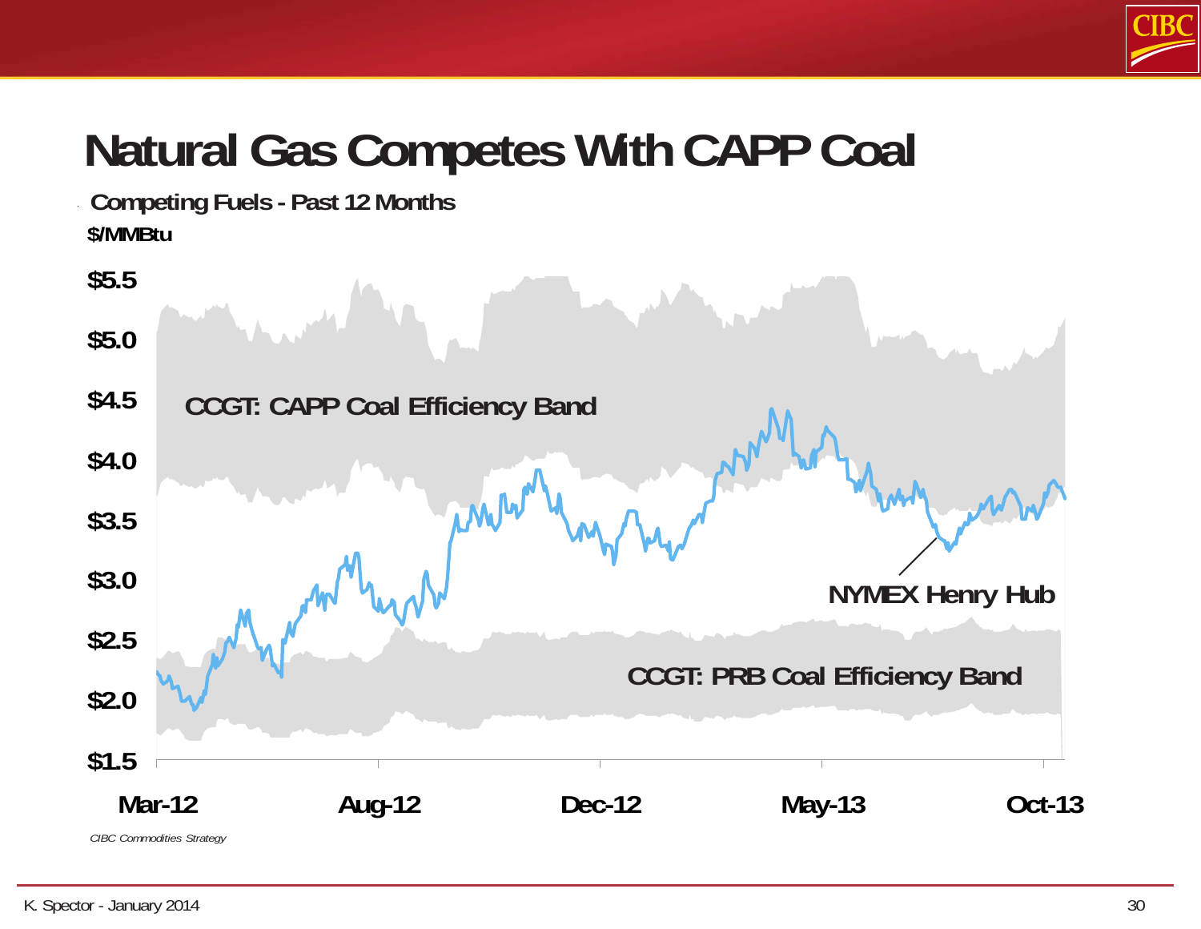# Natural Gas Competes With CAPP Coal

**Competing Fuels - Past 12 Months**

**$/MMBtu**

$5.5
$5.0
$4.5
$4.0
$3.5
$3.0
$2.5
$2.0
$1.5

**CCGT: CAPP Coal Efficiency Band**

**NYMEX Henry Hub**

**CCGT: PRB Coal Efficiency Band**

Mar-12 | Aug-12 | Dec-12 | May-13 | Oct-13

*CIBC Commodities Strategy*

K. Spector - January 2014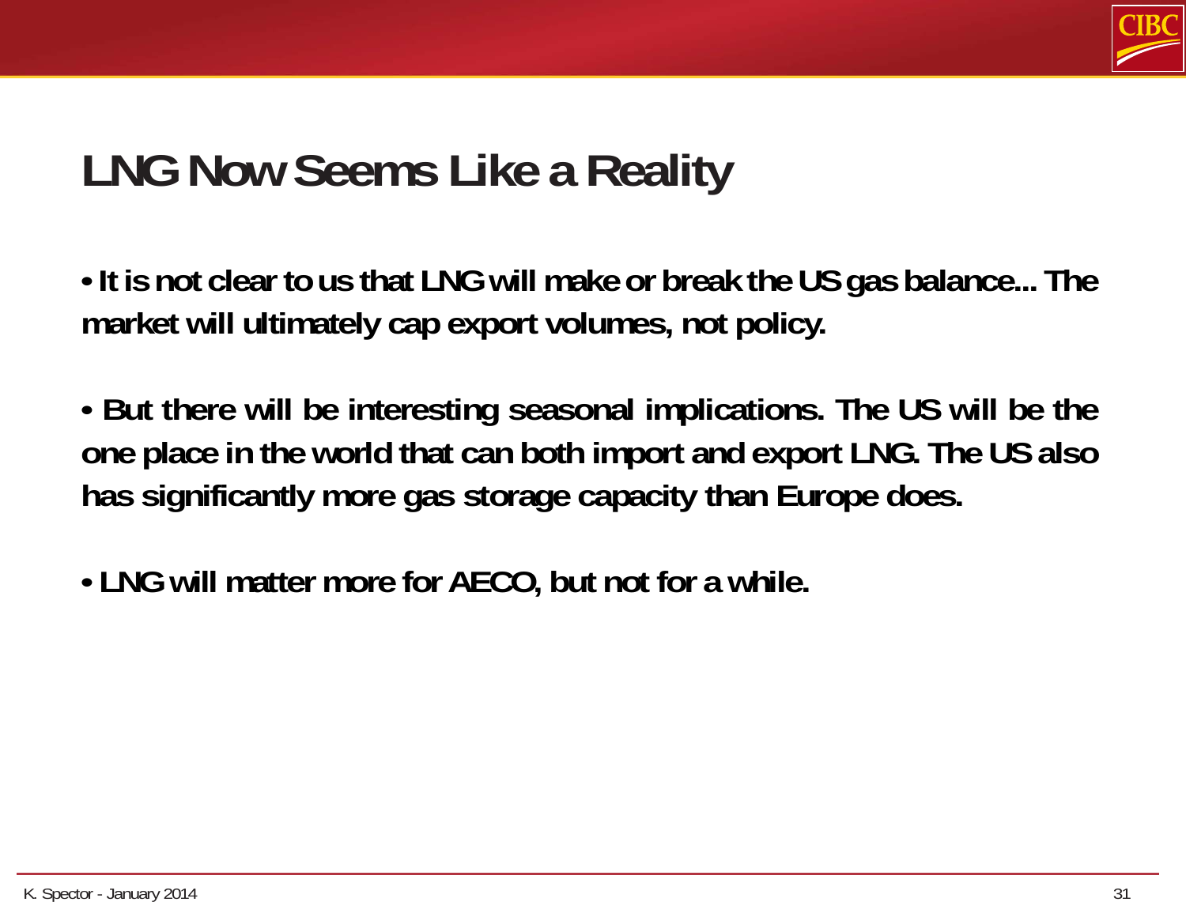# LNG Now Seems Like a Reality

- **It is not clear to us that LNG will make or break the US gas balance... The market will ultimately cap export volumes, not policy.**

- **But there will be interesting seasonal implications. The US will be the one place in the world that can both import and export LNG. The US also has significantly more gas storage capacity than Europe does.**

- **LNG will matter more for AECO, but not for a while.**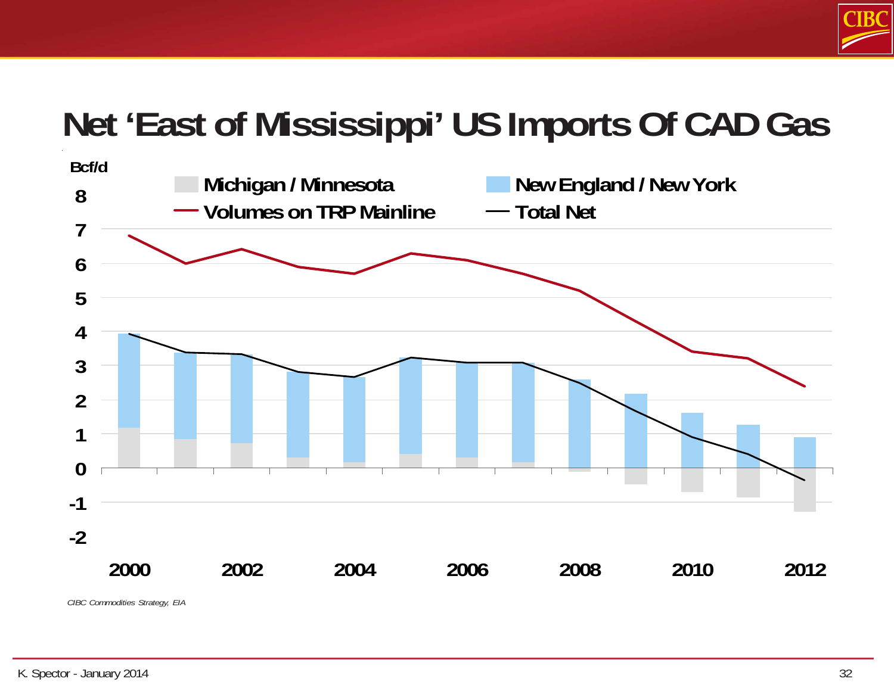# Net 'East of Mississippi' US Imports Of CAD Gas

Bcf/d

Michigan / Minnesota | New England / New York | Volumes on TRP Mainline | Total Net

*CIBC Commodities Strategy, EIA*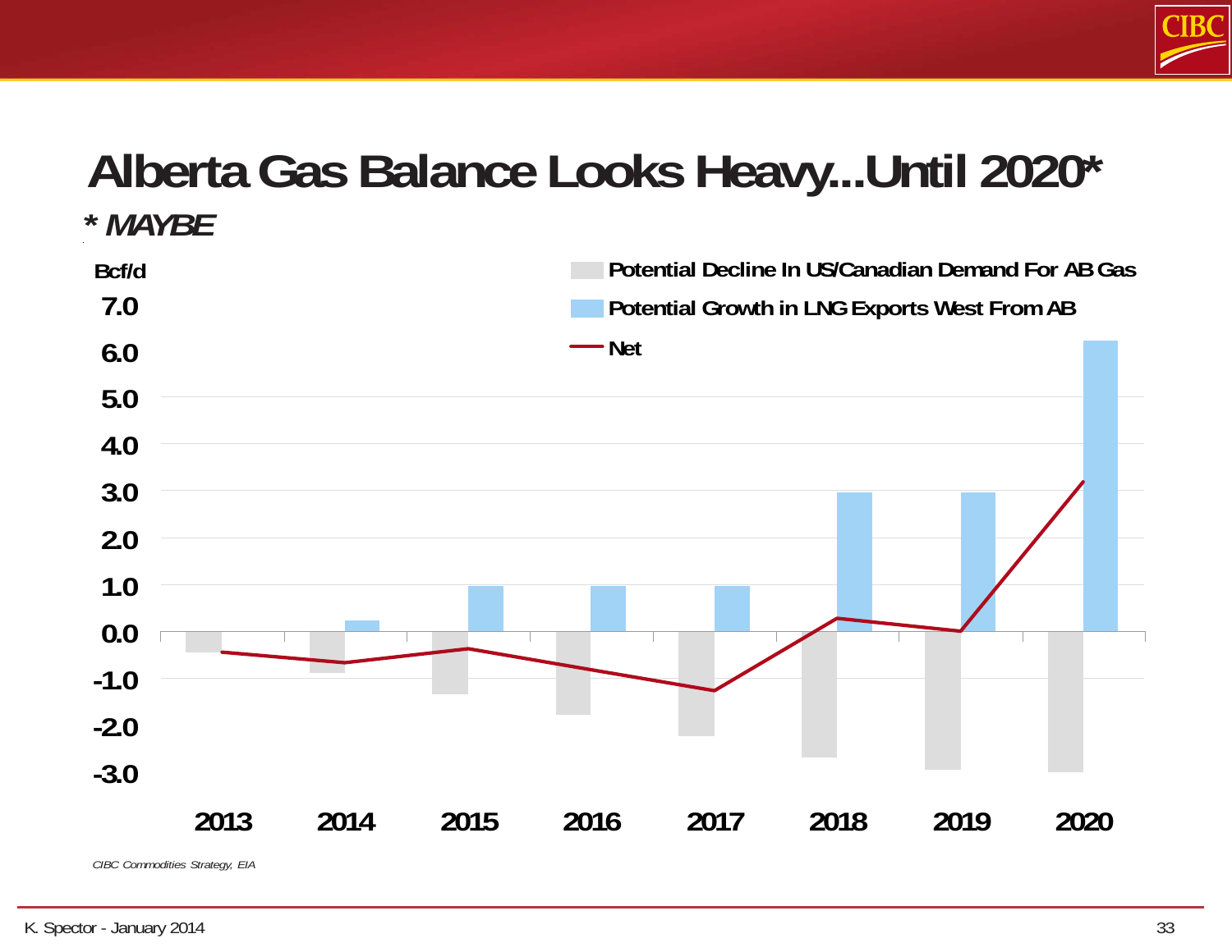# Alberta Gas Balance Looks Heavy...Until 2020*

*** MAYBE**

Bcf/d

- Potential Decline In US/Canadian Demand For AB Gas
- Potential Growth in LNG Exports West From AB
- Net

7.0
6.0
5.0
4.0
3.0
2.0
1.0
0.0
-1.0
-2.0
-3.0

2013 2014 2015 2016 2017 2018 2019 2020

*CIBC Commodities Strategy, EIA*

K. Spector - January 2014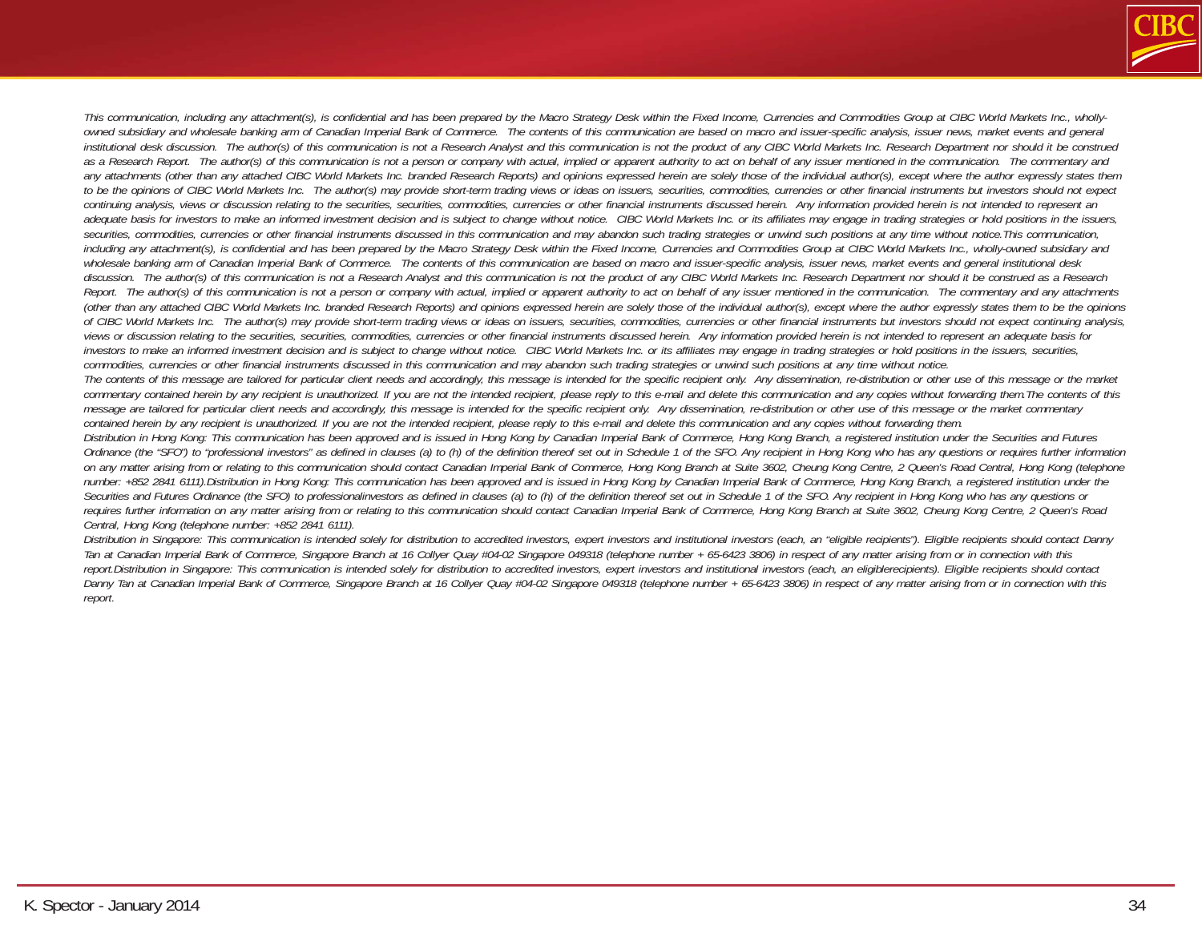*This communication, including any attachment(s), is confidential and has been prepared by the Macro Strategy Desk within the Fixed Income, Currencies and Commodities Group at CIBC World Markets Inc., wholly-owned subsidiary and wholesale banking arm of Canadian Imperial Bank of Commerce. The contents of this communication are based on macro and issuer-specific analysis, issuer news, market events and general institutional desk discussion. The author(s) of this communication is not a Research Analyst and this communication is not the product of any CIBC World Markets Inc. Research Department nor should it be construed as a Research Report. The author(s) of this communication is not a person or company with actual, implied or apparent authority to act on behalf of any issuer mentioned in the communication. The commentary and any attachments (other than any attached CIBC World Markets Inc. branded Research Reports) and opinions expressed herein are solely those of the individual author(s), except where the author expressly states them to be the opinions of CIBC World Markets Inc. The author(s) may provide short-term trading views or ideas on issuers, securities, commodities, currencies or other financial instruments but investors should not expect continuing analysis, views or discussion relating to the securities, securities, commodities, currencies or other financial instruments discussed herein. Any information provided herein is not intended to represent an adequate basis for investors to make an informed investment decision and is subject to change without notice. CIBC World Markets Inc. or its affiliates may engage in trading strategies or hold positions in the issuers, securities, commodities, currencies or other financial instruments discussed in this communication and may abandon such trading strategies or unwind such positions at any time without notice.This communication, including any attachment(s), is confidential and has been prepared by the Macro Strategy Desk within the Fixed Income, Currencies and Commodities Group at CIBC World Markets Inc., wholly-owned subsidiary and wholesale banking arm of Canadian Imperial Bank of Commerce. The contents of this communication are based on macro and issuer-specific analysis, issuer news, market events and general institutional desk discussion. The author(s) of this communication is not a Research Analyst and this communication is not the product of any CIBC World Markets Inc. Research Department nor should it be construed as a Research Report. The author(s) of this communication is not a person or company with actual, implied or apparent authority to act on behalf of any issuer mentioned in the communication. The commentary and any attachments (other than any attached CIBC World Markets Inc. branded Research Reports) and opinions expressed herein are solely those of the individual author(s), except where the author expressly states them to be the opinions of CIBC World Markets Inc. The author(s) may provide short-term trading views or ideas on issuers, securities, commodities, currencies or other financial instruments but investors should not expect continuing analysis, views or discussion relating to the securities, securities, commodities, currencies or other financial instruments discussed herein. Any information provided herein is not intended to represent an adequate basis for investors to make an informed investment decision and is subject to change without notice. CIBC World Markets Inc. or its affiliates may engage in trading strategies or hold positions in the issuers, securities, commodities, currencies or other financial instruments discussed in this communication and may abandon such trading strategies or unwind such positions at any time without notice.*

*The contents of this message are tailored for particular client needs and accordingly, this message is intended for the specific recipient only. Any dissemination, re-distribution or other use of this message or the market commentary contained herein by any recipient is unauthorized. If you are not the intended recipient, please reply to this e-mail and delete this communication and any copies without forwarding them.The contents of this message are tailored for particular client needs and accordingly, this message is intended for the specific recipient only. Any dissemination, re-distribution or other use of this message or the market commentary contained herein by any recipient is unauthorized. If you are not the intended recipient, please reply to this e-mail and delete this communication and any copies without forwarding them.*

*Distribution in Hong Kong: This communication has been approved and is issued in Hong Kong by Canadian Imperial Bank of Commerce, Hong Kong Branch, a registered institution under the Securities and Futures Ordinance (the "SFO") to "professional investors" as defined in clauses (a) to (h) of the definition thereof set out in Schedule 1 of the SFO. Any recipient in Hong Kong who has any questions or requires further information on any matter arising from or relating to this communication should contact Canadian Imperial Bank of Commerce, Hong Kong Branch at Suite 3602, Cheung Kong Centre, 2 Queen's Road Central, Hong Kong (telephone number: +852 2841 6111).Distribution in Hong Kong: This communication has been approved and is issued in Hong Kong by Canadian Imperial Bank of Commerce, Hong Kong Branch, a registered institution under the Securities and Futures Ordinance (the SFO) to professionalinvestors as defined in clauses (a) to (h) of the definition thereof set out in Schedule 1 of the SFO. Any recipient in Hong Kong who has any questions or requires further information on any matter arising from or relating to this communication should contact Canadian Imperial Bank of Commerce, Hong Kong Branch at Suite 3602, Cheung Kong Centre, 2 Queen's Road Central, Hong Kong (telephone number: +852 2841 6111).*

*Distribution in Singapore: This communication is intended solely for distribution to accredited investors, expert investors and institutional investors (each, an "eligible recipients"). Eligible recipients should contact Danny Tan at Canadian Imperial Bank of Commerce, Singapore Branch at 16 Collyer Quay #04-02 Singapore 049318 (telephone number + 65-6423 3806) in respect of any matter arising from or in connection with this report.Distribution in Singapore: This communication is intended solely for distribution to accredited investors, expert investors and institutional investors (each, an eligiblerecipients). Eligible recipients should contact Danny Tan at Canadian Imperial Bank of Commerce, Singapore Branch at 16 Collyer Quay #04-02 Singapore 049318 (telephone number + 65-6423 3806) in respect of any matter arising from or in connection with this report.*